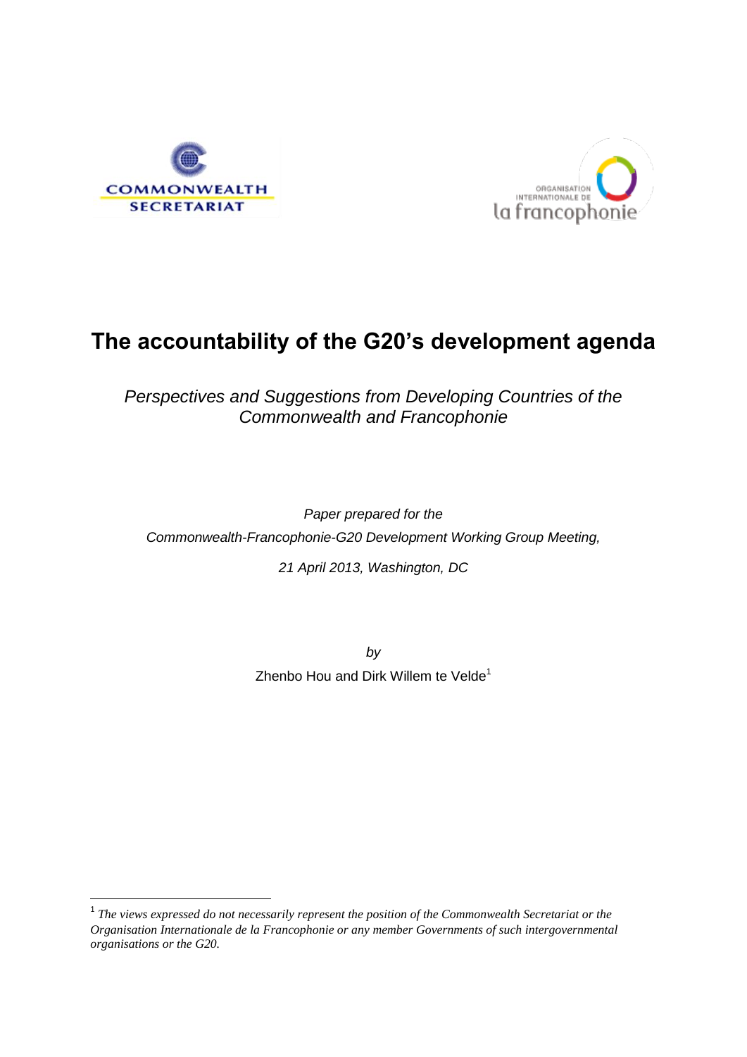COMMONWEALTH SECRETARIAT

ORGANISATION INTERNATIONALE DE la francophonie

# The accountability of the G20's development agenda

*Perspectives and Suggestions from Developing Countries of the Commonwealth and Francophonie*

*Paper prepared for the*

*Commonwealth-Francophonie-G20 Development Working Group Meeting,*

*21 April 2013, Washington, DC*

*by*

Zhenbo Hou and Dirk Willem te Velde[1]

---

[1] *The views expressed do not necessarily represent the position of the Commonwealth Secretariat or the Organisation Internationale de la Francophonie or any member Governments of such intergovernmental organisations or the G20.*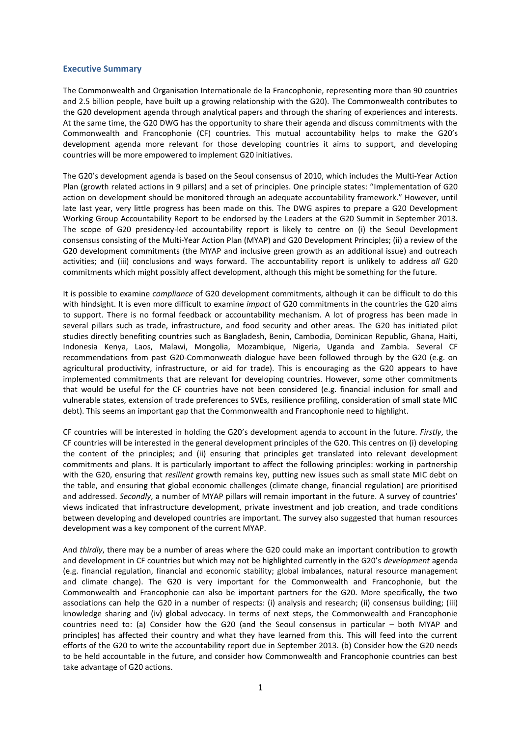## Executive Summary

The Commonwealth and Organisation Internationale de la Francophonie, representing more than 90 countries and 2.5 billion people, have built up a growing relationship with the G20). The Commonwealth contributes to the G20 development agenda through analytical papers and through the sharing of experiences and interests. At the same time, the G20 DWG has the opportunity to share their agenda and discuss commitments with the Commonwealth and Francophonie (CF) countries. This mutual accountability helps to make the G20's development agenda more relevant for those developing countries it aims to support, and developing countries will be more empowered to implement G20 initiatives.

The G20's development agenda is based on the Seoul consensus of 2010, which includes the Multi-Year Action Plan (growth related actions in 9 pillars) and a set of principles. One principle states: "Implementation of G20 action on development should be monitored through an adequate accountability framework." However, until late last year, very little progress has been made on this. The DWG aspires to prepare a G20 Development Working Group Accountability Report to be endorsed by the Leaders at the G20 Summit in September 2013. The scope of G20 presidency-led accountability report is likely to centre on (i) the Seoul Development consensus consisting of the Multi-Year Action Plan (MYAP) and G20 Development Principles; (ii) a review of the G20 development commitments (the MYAP and inclusive green growth as an additional issue) and outreach activities; and (iii) conclusions and ways forward. The accountability report is unlikely to address *all* G20 commitments which might possibly affect development, although this might be something for the future.

It is possible to examine *compliance* of G20 development commitments, although it can be difficult to do this with hindsight. It is even more difficult to examine *impact* of G20 commitments in the countries the G20 aims to support. There is no formal feedback or accountability mechanism. A lot of progress has been made in several pillars such as trade, infrastructure, and food security and other areas. The G20 has initiated pilot studies directly benefiting countries such as Bangladesh, Benin, Cambodia, Dominican Republic, Ghana, Haiti, Indonesia Kenya, Laos, Malawi, Mongolia, Mozambique, Nigeria, Uganda and Zambia. Several CF recommendations from past G20-Commonweath dialogue have been followed through by the G20 (e.g. on agricultural productivity, infrastructure, or aid for trade). This is encouraging as the G20 appears to have implemented commitments that are relevant for developing countries. However, some other commitments that would be useful for the CF countries have not been considered (e.g. financial inclusion for small and vulnerable states, extension of trade preferences to SVEs, resilience profiling, consideration of small state MIC debt). This seems an important gap that the Commonwealth and Francophonie need to highlight.

CF countries will be interested in holding the G20's development agenda to account in the future. *Firstly*, the CF countries will be interested in the general development principles of the G20. This centres on (i) developing the content of the principles; and (ii) ensuring that principles get translated into relevant development commitments and plans. It is particularly important to affect the following principles: working in partnership with the G20, ensuring that *resilient* growth remains key, putting new issues such as small state MIC debt on the table, and ensuring that global economic challenges (climate change, financial regulation) are prioritised and addressed. *Secondly*, a number of MYAP pillars will remain important in the future. A survey of countries' views indicated that infrastructure development, private investment and job creation, and trade conditions between developing and developed countries are important. The survey also suggested that human resources development was a key component of the current MYAP.

And *thirdly*, there may be a number of areas where the G20 could make an important contribution to growth and development in CF countries but which may not be highlighted currently in the G20's *development* agenda (e.g. financial regulation, financial and economic stability; global imbalances, natural resource management and climate change). The G20 is very important for the Commonwealth and Francophonie, but the Commonwealth and Francophonie can also be important partners for the G20. More specifically, the two associations can help the G20 in a number of respects: (i) analysis and research; (ii) consensus building; (iii) knowledge sharing and (iv) global advocacy. In terms of next steps, the Commonwealth and Francophonie countries need to: (a) Consider how the G20 (and the Seoul consensus in particular – both MYAP and principles) has affected their country and what they have learned from this. This will feed into the current efforts of the G20 to write the accountability report due in September 2013. (b) Consider how the G20 needs to be held accountable in the future, and consider how Commonwealth and Francophonie countries can best take advantage of G20 actions.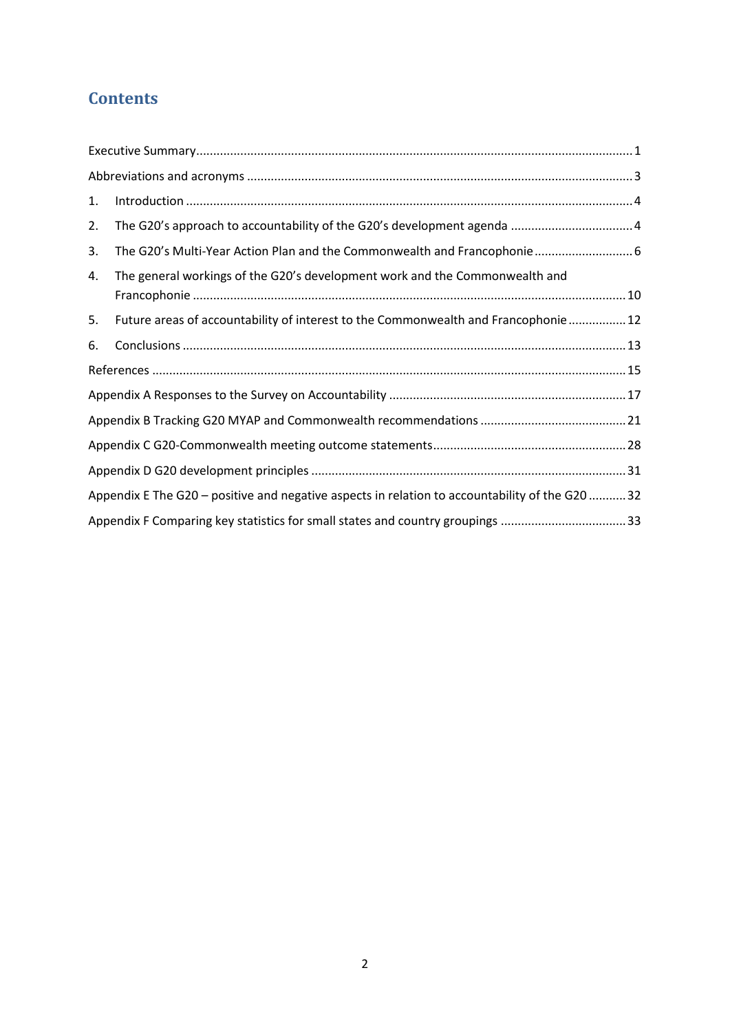## Contents

Executive Summary ........................................................................................................................ 1

Abbreviations and acronyms ........................................................................................................ 3

1. Introduction ............................................................................................................................. 4
2. The G20's approach to accountability of the G20's development agenda ................................ 4
3. The G20's Multi-Year Action Plan and the Commonwealth and Francophonie ........................... 6
4. The general workings of the G20's development work and the Commonwealth and Francophonie ............................................................................................................................. 10
5. Future areas of accountability of interest to the Commonwealth and Francophonie ................ 12
6. Conclusions ............................................................................................................................. 13

References .................................................................................................................................... 15

Appendix A Responses to the Survey on Accountability ............................................................... 17

Appendix B Tracking G20 MYAP and Commonwealth recommendations ..................................... 21

Appendix C G20-Commonwealth meeting outcome statements .................................................. 28

Appendix D G20 development principles ..................................................................................... 31

Appendix E The G20 – positive and negative aspects in relation to accountability of the G20 ........... 32

Appendix F Comparing key statistics for small states and country groupings ............................... 33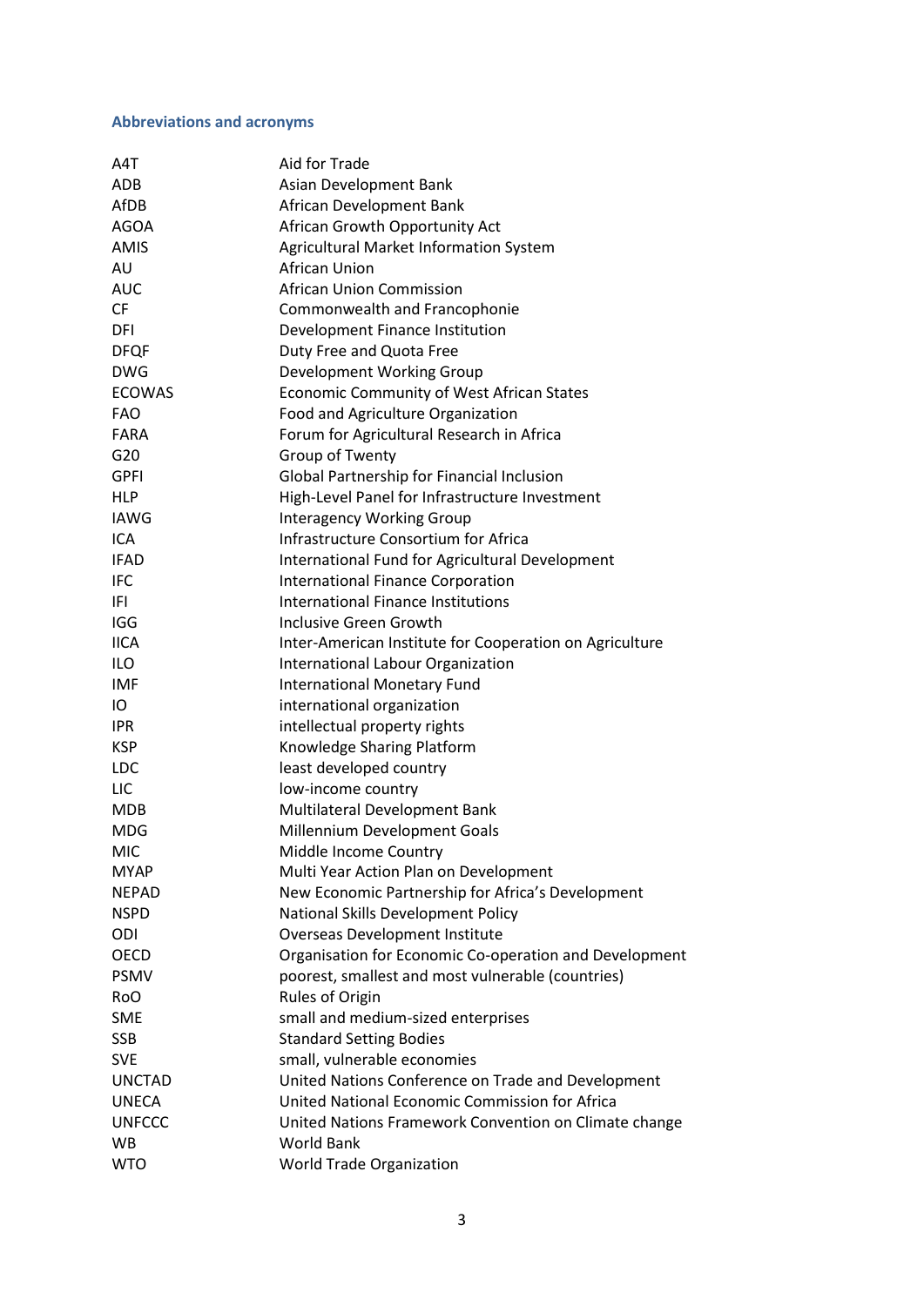### Abbreviations and acronyms

| | |
|---|---|
| A4T | Aid for Trade |
| ADB | Asian Development Bank |
| AfDB | African Development Bank |
| AGOA | African Growth Opportunity Act |
| AMIS | Agricultural Market Information System |
| AU | African Union |
| AUC | African Union Commission |
| CF | Commonwealth and Francophonie |
| DFI | Development Finance Institution |
| DFQF | Duty Free and Quota Free |
| DWG | Development Working Group |
| ECOWAS | Economic Community of West African States |
| FAO | Food and Agriculture Organization |
| FARA | Forum for Agricultural Research in Africa |
| G20 | Group of Twenty |
| GPFI | Global Partnership for Financial Inclusion |
| HLP | High-Level Panel for Infrastructure Investment |
| IAWG | Interagency Working Group |
| ICA | Infrastructure Consortium for Africa |
| IFAD | International Fund for Agricultural Development |
| IFC | International Finance Corporation |
| IFI | International Finance Institutions |
| IGG | Inclusive Green Growth |
| IICA | Inter-American Institute for Cooperation on Agriculture |
| ILO | International Labour Organization |
| IMF | International Monetary Fund |
| IO | international organization |
| IPR | intellectual property rights |
| KSP | Knowledge Sharing Platform |
| LDC | least developed country |
| LIC | low-income country |
| MDB | Multilateral Development Bank |
| MDG | Millennium Development Goals |
| MIC | Middle Income Country |
| MYAP | Multi Year Action Plan on Development |
| NEPAD | New Economic Partnership for Africa's Development |
| NSPD | National Skills Development Policy |
| ODI | Overseas Development Institute |
| OECD | Organisation for Economic Co-operation and Development |
| PSMV | poorest, smallest and most vulnerable (countries) |
| RoO | Rules of Origin |
| SME | small and medium-sized enterprises |
| SSB | Standard Setting Bodies |
| SVE | small, vulnerable economies |
| UNCTAD | United Nations Conference on Trade and Development |
| UNECA | United National Economic Commission for Africa |
| UNFCCC | United Nations Framework Convention on Climate change |
| WB | World Bank |
| WTO | World Trade Organization |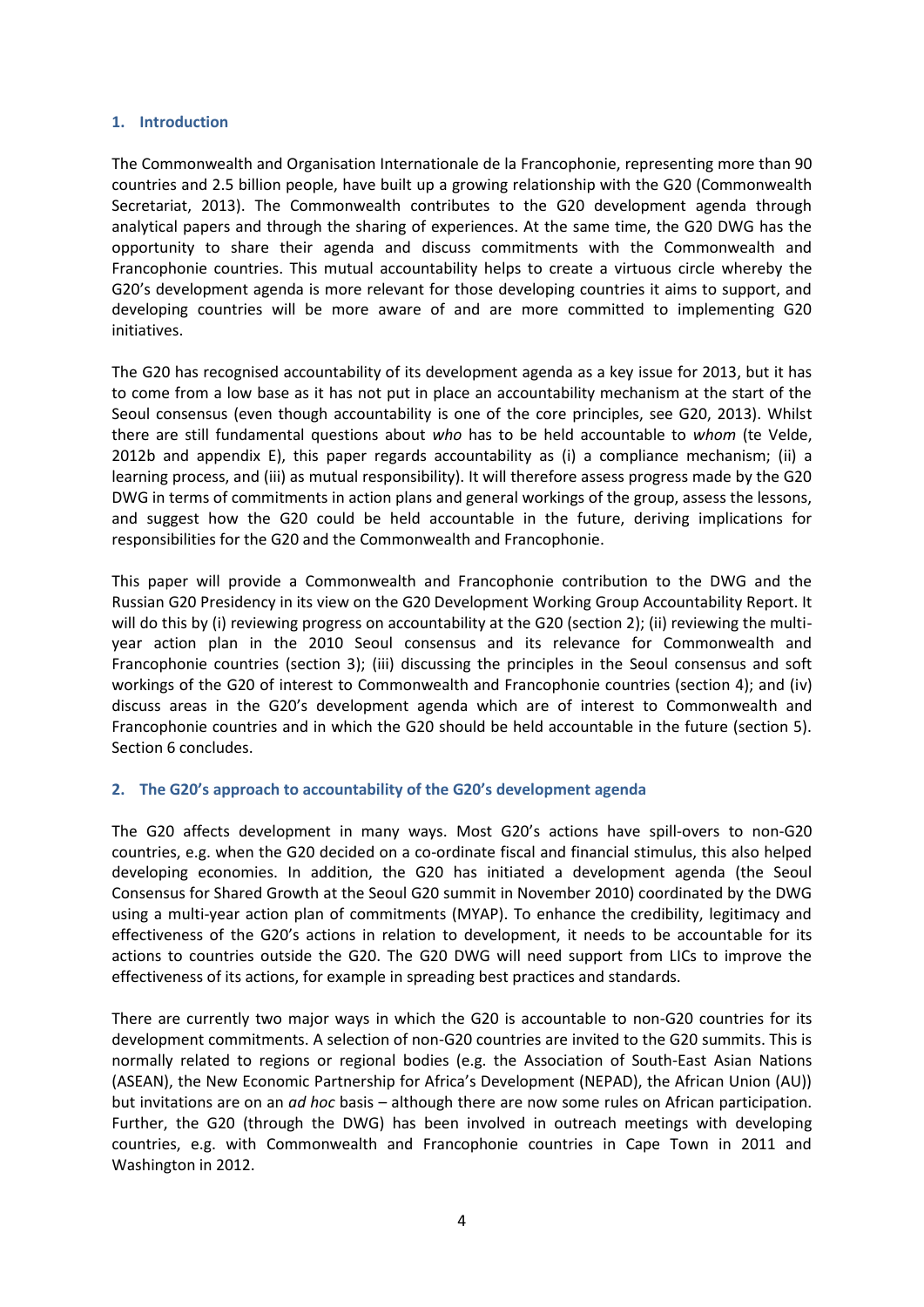## 1. Introduction

The Commonwealth and Organisation Internationale de la Francophonie, representing more than 90 countries and 2.5 billion people, have built up a growing relationship with the G20 (Commonwealth Secretariat, 2013). The Commonwealth contributes to the G20 development agenda through analytical papers and through the sharing of experiences. At the same time, the G20 DWG has the opportunity to share their agenda and discuss commitments with the Commonwealth and Francophonie countries. This mutual accountability helps to create a virtuous circle whereby the G20's development agenda is more relevant for those developing countries it aims to support, and developing countries will be more aware of and are more committed to implementing G20 initiatives.

The G20 has recognised accountability of its development agenda as a key issue for 2013, but it has to come from a low base as it has not put in place an accountability mechanism at the start of the Seoul consensus (even though accountability is one of the core principles, see G20, 2013). Whilst there are still fundamental questions about *who* has to be held accountable to *whom* (te Velde, 2012b and appendix E), this paper regards accountability as (i) a compliance mechanism; (ii) a learning process, and (iii) as mutual responsibility). It will therefore assess progress made by the G20 DWG in terms of commitments in action plans and general workings of the group, assess the lessons, and suggest how the G20 could be held accountable in the future, deriving implications for responsibilities for the G20 and the Commonwealth and Francophonie.

This paper will provide a Commonwealth and Francophonie contribution to the DWG and the Russian G20 Presidency in its view on the G20 Development Working Group Accountability Report. It will do this by (i) reviewing progress on accountability at the G20 (section 2); (ii) reviewing the multi-year action plan in the 2010 Seoul consensus and its relevance for Commonwealth and Francophonie countries (section 3); (iii) discussing the principles in the Seoul consensus and soft workings of the G20 of interest to Commonwealth and Francophonie countries (section 4); and (iv) discuss areas in the G20's development agenda which are of interest to Commonwealth and Francophonie countries and in which the G20 should be held accountable in the future (section 5). Section 6 concludes.

## 2. The G20's approach to accountability of the G20's development agenda

The G20 affects development in many ways. Most G20's actions have spill-overs to non-G20 countries, e.g. when the G20 decided on a co-ordinate fiscal and financial stimulus, this also helped developing economies. In addition, the G20 has initiated a development agenda (the Seoul Consensus for Shared Growth at the Seoul G20 summit in November 2010) coordinated by the DWG using a multi-year action plan of commitments (MYAP). To enhance the credibility, legitimacy and effectiveness of the G20's actions in relation to development, it needs to be accountable for its actions to countries outside the G20. The G20 DWG will need support from LICs to improve the effectiveness of its actions, for example in spreading best practices and standards.

There are currently two major ways in which the G20 is accountable to non-G20 countries for its development commitments. A selection of non-G20 countries are invited to the G20 summits. This is normally related to regions or regional bodies (e.g. the Association of South-East Asian Nations (ASEAN), the New Economic Partnership for Africa's Development (NEPAD), the African Union (AU)) but invitations are on an *ad hoc* basis – although there are now some rules on African participation. Further, the G20 (through the DWG) has been involved in outreach meetings with developing countries, e.g. with Commonwealth and Francophonie countries in Cape Town in 2011 and Washington in 2012.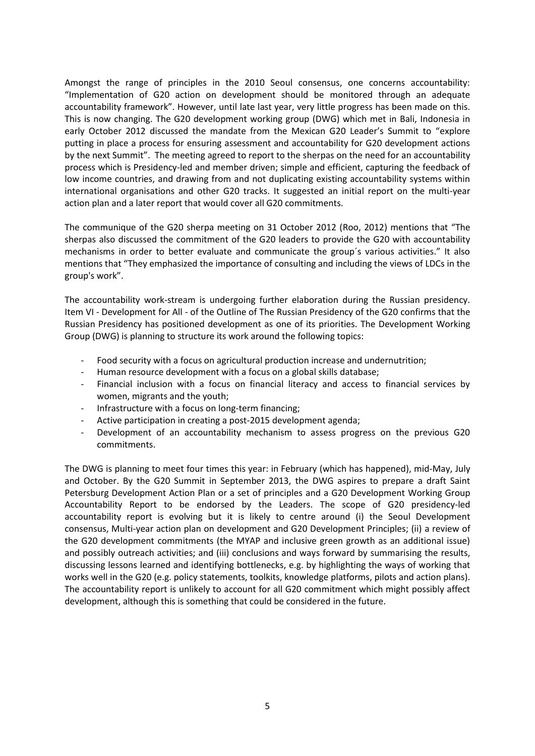Amongst the range of principles in the 2010 Seoul consensus, one concerns accountability: "Implementation of G20 action on development should be monitored through an adequate accountability framework". However, until late last year, very little progress has been made on this. This is now changing. The G20 development working group (DWG) which met in Bali, Indonesia in early October 2012 discussed the mandate from the Mexican G20 Leader's Summit to "explore putting in place a process for ensuring assessment and accountability for G20 development actions by the next Summit". The meeting agreed to report to the sherpas on the need for an accountability process which is Presidency-led and member driven; simple and efficient, capturing the feedback of low income countries, and drawing from and not duplicating existing accountability systems within international organisations and other G20 tracks. It suggested an initial report on the multi-year action plan and a later report that would cover all G20 commitments.

The communique of the G20 sherpa meeting on 31 October 2012 (Roo, 2012) mentions that "The sherpas also discussed the commitment of the G20 leaders to provide the G20 with accountability mechanisms in order to better evaluate and communicate the group´s various activities." It also mentions that "They emphasized the importance of consulting and including the views of LDCs in the group's work".

The accountability work-stream is undergoing further elaboration during the Russian presidency. Item VI - Development for All - of the Outline of The Russian Presidency of the G20 confirms that the Russian Presidency has positioned development as one of its priorities. The Development Working Group (DWG) is planning to structure its work around the following topics:

- Food security with a focus on agricultural production increase and undernutrition;
- Human resource development with a focus on a global skills database;
- Financial inclusion with a focus on financial literacy and access to financial services by women, migrants and the youth;
- Infrastructure with a focus on long-term financing;
- Active participation in creating a post-2015 development agenda;
- Development of an accountability mechanism to assess progress on the previous G20 commitments.

The DWG is planning to meet four times this year: in February (which has happened), mid-May, July and October. By the G20 Summit in September 2013, the DWG aspires to prepare a draft Saint Petersburg Development Action Plan or a set of principles and a G20 Development Working Group Accountability Report to be endorsed by the Leaders. The scope of G20 presidency-led accountability report is evolving but it is likely to centre around (i) the Seoul Development consensus, Multi-year action plan on development and G20 Development Principles; (ii) a review of the G20 development commitments (the MYAP and inclusive green growth as an additional issue) and possibly outreach activities; and (iii) conclusions and ways forward by summarising the results, discussing lessons learned and identifying bottlenecks, e.g. by highlighting the ways of working that works well in the G20 (e.g. policy statements, toolkits, knowledge platforms, pilots and action plans). The accountability report is unlikely to account for all G20 commitment which might possibly affect development, although this is something that could be considered in the future.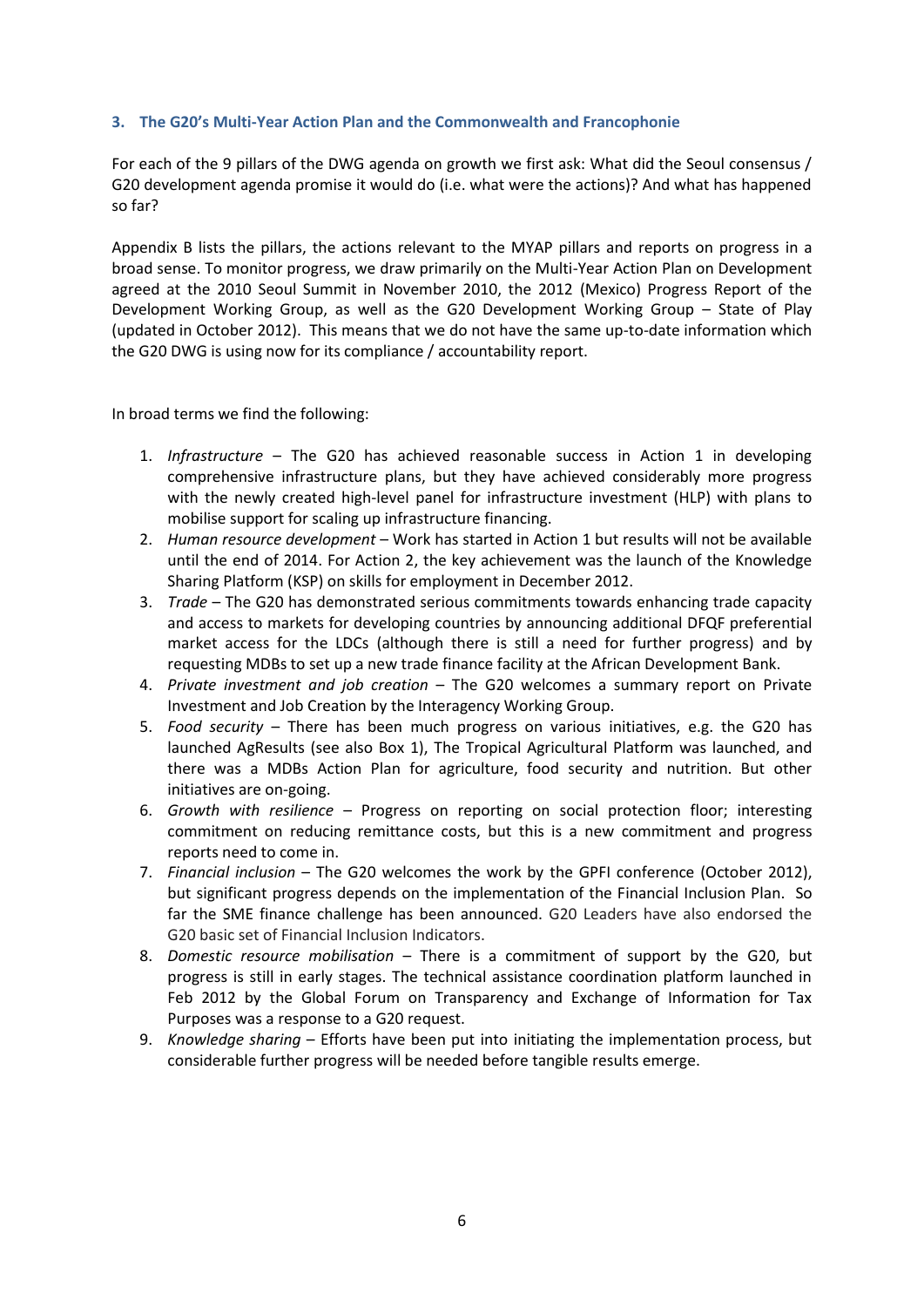### 3. The G20's Multi-Year Action Plan and the Commonwealth and Francophonie

For each of the 9 pillars of the DWG agenda on growth we first ask: What did the Seoul consensus / G20 development agenda promise it would do (i.e. what were the actions)? And what has happened so far?

Appendix B lists the pillars, the actions relevant to the MYAP pillars and reports on progress in a broad sense. To monitor progress, we draw primarily on the Multi-Year Action Plan on Development agreed at the 2010 Seoul Summit in November 2010, the 2012 (Mexico) Progress Report of the Development Working Group, as well as the G20 Development Working Group – State of Play (updated in October 2012). This means that we do not have the same up-to-date information which the G20 DWG is using now for its compliance / accountability report.

In broad terms we find the following:

1. *Infrastructure* – The G20 has achieved reasonable success in Action 1 in developing comprehensive infrastructure plans, but they have achieved considerably more progress with the newly created high-level panel for infrastructure investment (HLP) with plans to mobilise support for scaling up infrastructure financing.
2. *Human resource development* – Work has started in Action 1 but results will not be available until the end of 2014. For Action 2, the key achievement was the launch of the Knowledge Sharing Platform (KSP) on skills for employment in December 2012.
3. *Trade* – The G20 has demonstrated serious commitments towards enhancing trade capacity and access to markets for developing countries by announcing additional DFQF preferential market access for the LDCs (although there is still a need for further progress) and by requesting MDBs to set up a new trade finance facility at the African Development Bank.
4. *Private investment and job creation* – The G20 welcomes a summary report on Private Investment and Job Creation by the Interagency Working Group.
5. *Food security* – There has been much progress on various initiatives, e.g. the G20 has launched AgResults (see also Box 1), The Tropical Agricultural Platform was launched, and there was a MDBs Action Plan for agriculture, food security and nutrition. But other initiatives are on-going.
6. *Growth with resilience* – Progress on reporting on social protection floor; interesting commitment on reducing remittance costs, but this is a new commitment and progress reports need to come in.
7. *Financial inclusion* – The G20 welcomes the work by the GPFI conference (October 2012), but significant progress depends on the implementation of the Financial Inclusion Plan. So far the SME finance challenge has been announced. G20 Leaders have also endorsed the G20 basic set of Financial Inclusion Indicators.
8. *Domestic resource mobilisation* – There is a commitment of support by the G20, but progress is still in early stages. The technical assistance coordination platform launched in Feb 2012 by the Global Forum on Transparency and Exchange of Information for Tax Purposes was a response to a G20 request.
9. *Knowledge sharing* – Efforts have been put into initiating the implementation process, but considerable further progress will be needed before tangible results emerge.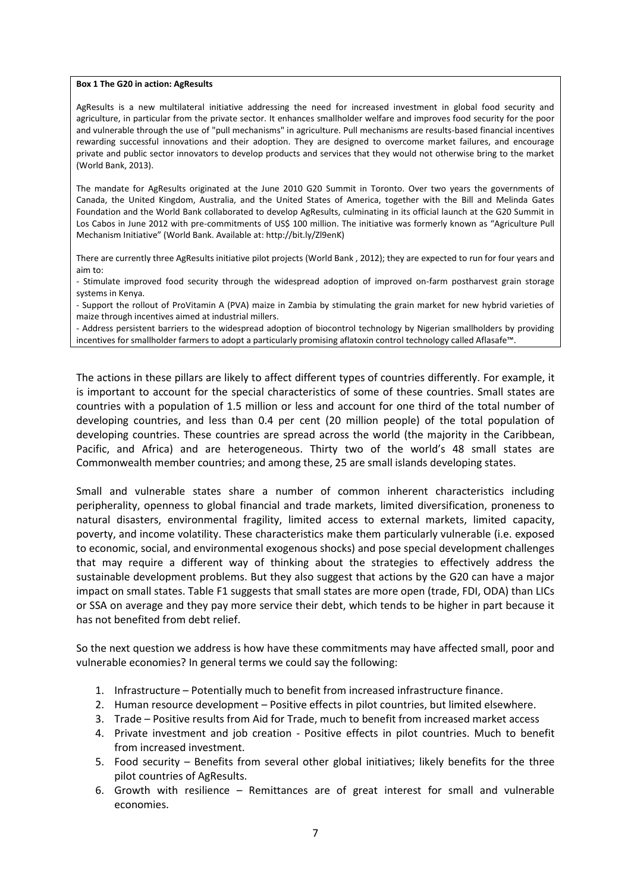**Box 1 The G20 in action: AgResults**

AgResults is a new multilateral initiative addressing the need for increased investment in global food security and agriculture, in particular from the private sector. It enhances smallholder welfare and improves food security for the poor and vulnerable through the use of "pull mechanisms" in agriculture. Pull mechanisms are results-based financial incentives rewarding successful innovations and their adoption. They are designed to overcome market failures, and encourage private and public sector innovators to develop products and services that they would not otherwise bring to the market (World Bank, 2013).

The mandate for AgResults originated at the June 2010 G20 Summit in Toronto. Over two years the governments of Canada, the United Kingdom, Australia, and the United States of America, together with the Bill and Melinda Gates Foundation and the World Bank collaborated to develop AgResults, culminating in its official launch at the G20 Summit in Los Cabos in June 2012 with pre-commitments of US$ 100 million. The initiative was formerly known as "Agriculture Pull Mechanism Initiative" (World Bank. Available at: http://bit.ly/Zl9enK)

There are currently three AgResults initiative pilot projects (World Bank , 2012); they are expected to run for four years and aim to:

- Stimulate improved food security through the widespread adoption of improved on-farm postharvest grain storage systems in Kenya.
- Support the rollout of ProVitamin A (PVA) maize in Zambia by stimulating the grain market for new hybrid varieties of maize through incentives aimed at industrial millers.
- Address persistent barriers to the widespread adoption of biocontrol technology by Nigerian smallholders by providing incentives for smallholder farmers to adopt a particularly promising aflatoxin control technology called Aflasafe™.

The actions in these pillars are likely to affect different types of countries differently. For example, it is important to account for the special characteristics of some of these countries. Small states are countries with a population of 1.5 million or less and account for one third of the total number of developing countries, and less than 0.4 per cent (20 million people) of the total population of developing countries. These countries are spread across the world (the majority in the Caribbean, Pacific, and Africa) and are heterogeneous. Thirty two of the world's 48 small states are Commonwealth member countries; and among these, 25 are small islands developing states.

Small and vulnerable states share a number of common inherent characteristics including peripherality, openness to global financial and trade markets, limited diversification, proneness to natural disasters, environmental fragility, limited access to external markets, limited capacity, poverty, and income volatility. These characteristics make them particularly vulnerable (i.e. exposed to economic, social, and environmental exogenous shocks) and pose special development challenges that may require a different way of thinking about the strategies to effectively address the sustainable development problems. But they also suggest that actions by the G20 can have a major impact on small states. Table F1 suggests that small states are more open (trade, FDI, ODA) than LICs or SSA on average and they pay more service their debt, which tends to be higher in part because it has not benefited from debt relief.

So the next question we address is how have these commitments may have affected small, poor and vulnerable economies? In general terms we could say the following:

1. Infrastructure – Potentially much to benefit from increased infrastructure finance.
2. Human resource development – Positive effects in pilot countries, but limited elsewhere.
3. Trade – Positive results from Aid for Trade, much to benefit from increased market access
4. Private investment and job creation - Positive effects in pilot countries. Much to benefit from increased investment.
5. Food security – Benefits from several other global initiatives; likely benefits for the three pilot countries of AgResults.
6. Growth with resilience – Remittances are of great interest for small and vulnerable economies.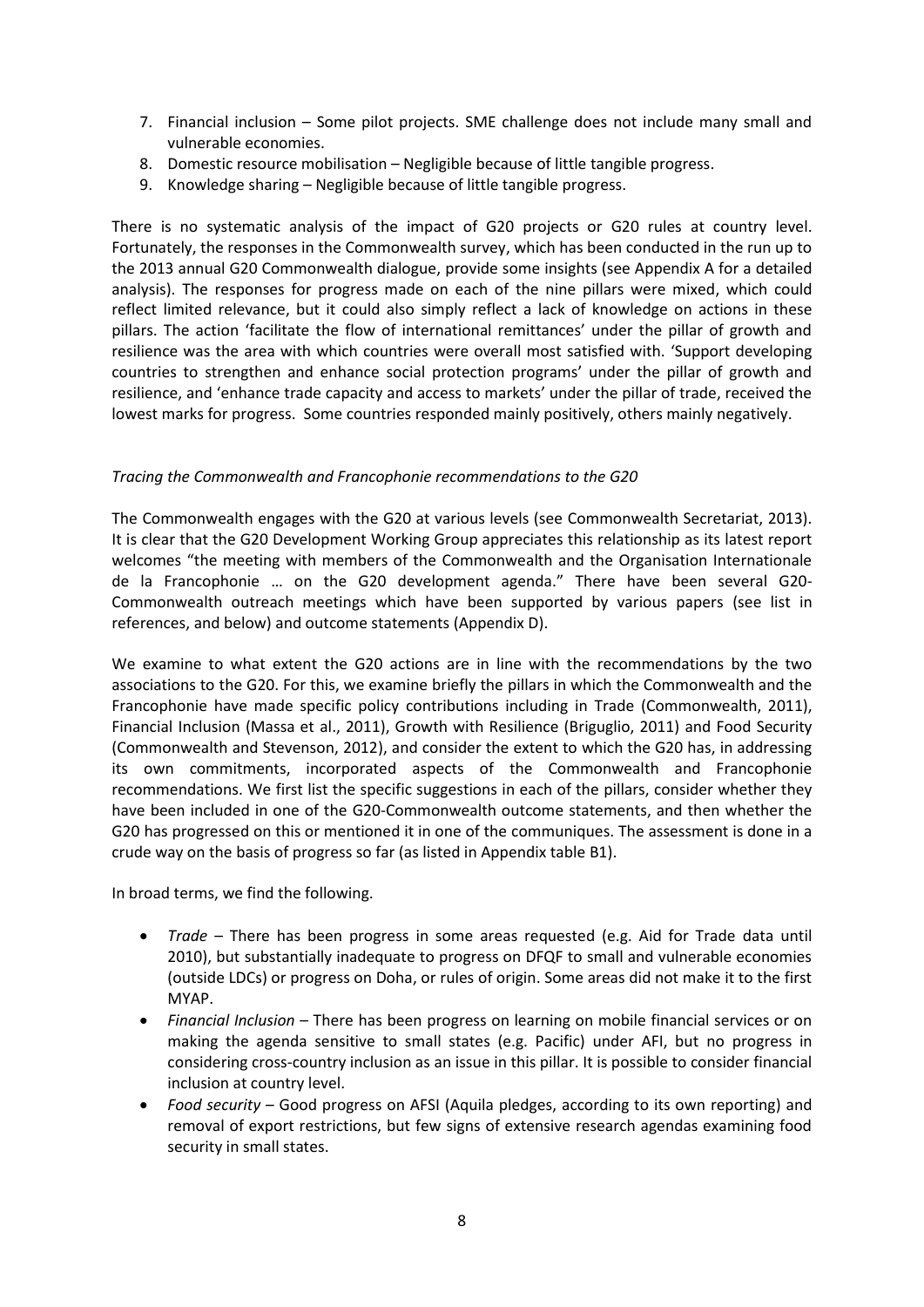7. Financial inclusion – Some pilot projects. SME challenge does not include many small and vulnerable economies.
8. Domestic resource mobilisation – Negligible because of little tangible progress.
9. Knowledge sharing – Negligible because of little tangible progress.

There is no systematic analysis of the impact of G20 projects or G20 rules at country level. Fortunately, the responses in the Commonwealth survey, which has been conducted in the run up to the 2013 annual G20 Commonwealth dialogue, provide some insights (see Appendix A for a detailed analysis). The responses for progress made on each of the nine pillars were mixed, which could reflect limited relevance, but it could also simply reflect a lack of knowledge on actions in these pillars. The action 'facilitate the flow of international remittances' under the pillar of growth and resilience was the area with which countries were overall most satisfied with. 'Support developing countries to strengthen and enhance social protection programs' under the pillar of growth and resilience, and 'enhance trade capacity and access to markets' under the pillar of trade, received the lowest marks for progress. Some countries responded mainly positively, others mainly negatively.

*Tracing the Commonwealth and Francophonie recommendations to the G20*

The Commonwealth engages with the G20 at various levels (see Commonwealth Secretariat, 2013). It is clear that the G20 Development Working Group appreciates this relationship as its latest report welcomes "the meeting with members of the Commonwealth and the Organisation Internationale de la Francophonie … on the G20 development agenda." There have been several G20-Commonwealth outreach meetings which have been supported by various papers (see list in references, and below) and outcome statements (Appendix D).

We examine to what extent the G20 actions are in line with the recommendations by the two associations to the G20. For this, we examine briefly the pillars in which the Commonwealth and the Francophonie have made specific policy contributions including in Trade (Commonwealth, 2011), Financial Inclusion (Massa et al., 2011), Growth with Resilience (Briguglio, 2011) and Food Security (Commonwealth and Stevenson, 2012), and consider the extent to which the G20 has, in addressing its own commitments, incorporated aspects of the Commonwealth and Francophonie recommendations. We first list the specific suggestions in each of the pillars, consider whether they have been included in one of the G20-Commonwealth outcome statements, and then whether the G20 has progressed on this or mentioned it in one of the communiques. The assessment is done in a crude way on the basis of progress so far (as listed in Appendix table B1).

In broad terms, we find the following.

- *Trade* – There has been progress in some areas requested (e.g. Aid for Trade data until 2010), but substantially inadequate to progress on DFQF to small and vulnerable economies (outside LDCs) or progress on Doha, or rules of origin. Some areas did not make it to the first MYAP.
- *Financial Inclusion* – There has been progress on learning on mobile financial services or on making the agenda sensitive to small states (e.g. Pacific) under AFI, but no progress in considering cross-country inclusion as an issue in this pillar. It is possible to consider financial inclusion at country level.
- *Food security* – Good progress on AFSI (Aquila pledges, according to its own reporting) and removal of export restrictions, but few signs of extensive research agendas examining food security in small states.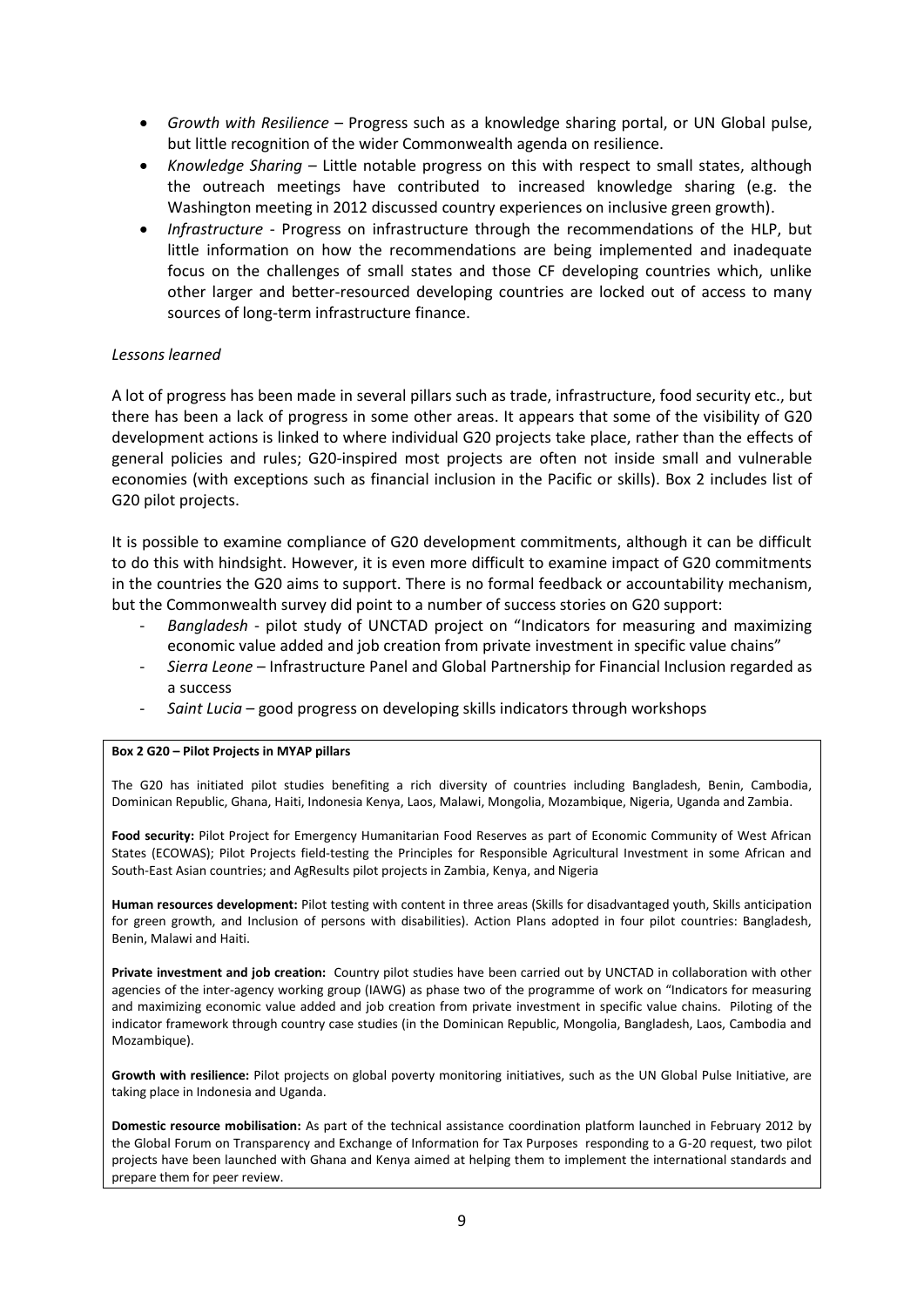- *Growth with Resilience* – Progress such as a knowledge sharing portal, or UN Global pulse, but little recognition of the wider Commonwealth agenda on resilience.
- *Knowledge Sharing* – Little notable progress on this with respect to small states, although the outreach meetings have contributed to increased knowledge sharing (e.g. the Washington meeting in 2012 discussed country experiences on inclusive green growth).
- *Infrastructure* - Progress on infrastructure through the recommendations of the HLP, but little information on how the recommendations are being implemented and inadequate focus on the challenges of small states and those CF developing countries which, unlike other larger and better-resourced developing countries are locked out of access to many sources of long-term infrastructure finance.

*Lessons learned*

A lot of progress has been made in several pillars such as trade, infrastructure, food security etc., but there has been a lack of progress in some other areas. It appears that some of the visibility of G20 development actions is linked to where individual G20 projects take place, rather than the effects of general policies and rules; G20-inspired most projects are often not inside small and vulnerable economies (with exceptions such as financial inclusion in the Pacific or skills). Box 2 includes list of G20 pilot projects.

It is possible to examine compliance of G20 development commitments, although it can be difficult to do this with hindsight. However, it is even more difficult to examine impact of G20 commitments in the countries the G20 aims to support. There is no formal feedback or accountability mechanism, but the Commonwealth survey did point to a number of success stories on G20 support:

- *Bangladesh* - pilot study of UNCTAD project on "Indicators for measuring and maximizing economic value added and job creation from private investment in specific value chains"
- *Sierra Leone* – Infrastructure Panel and Global Partnership for Financial Inclusion regarded as a success
- *Saint Lucia* – good progress on developing skills indicators through workshops

**Box 2 G20 – Pilot Projects in MYAP pillars**

The G20 has initiated pilot studies benefiting a rich diversity of countries including Bangladesh, Benin, Cambodia, Dominican Republic, Ghana, Haiti, Indonesia Kenya, Laos, Malawi, Mongolia, Mozambique, Nigeria, Uganda and Zambia.

**Food security:** Pilot Project for Emergency Humanitarian Food Reserves as part of Economic Community of West African States (ECOWAS); Pilot Projects field-testing the Principles for Responsible Agricultural Investment in some African and South-East Asian countries; and AgResults pilot projects in Zambia, Kenya, and Nigeria

**Human resources development:** Pilot testing with content in three areas (Skills for disadvantaged youth, Skills anticipation for green growth, and Inclusion of persons with disabilities). Action Plans adopted in four pilot countries: Bangladesh, Benin, Malawi and Haiti.

**Private investment and job creation:** Country pilot studies have been carried out by UNCTAD in collaboration with other agencies of the inter-agency working group (IAWG) as phase two of the programme of work on "Indicators for measuring and maximizing economic value added and job creation from private investment in specific value chains. Piloting of the indicator framework through country case studies (in the Dominican Republic, Mongolia, Bangladesh, Laos, Cambodia and Mozambique).

**Growth with resilience:** Pilot projects on global poverty monitoring initiatives, such as the UN Global Pulse Initiative, are taking place in Indonesia and Uganda.

**Domestic resource mobilisation:** As part of the technical assistance coordination platform launched in February 2012 by the Global Forum on Transparency and Exchange of Information for Tax Purposes responding to a G-20 request, two pilot projects have been launched with Ghana and Kenya aimed at helping them to implement the international standards and prepare them for peer review.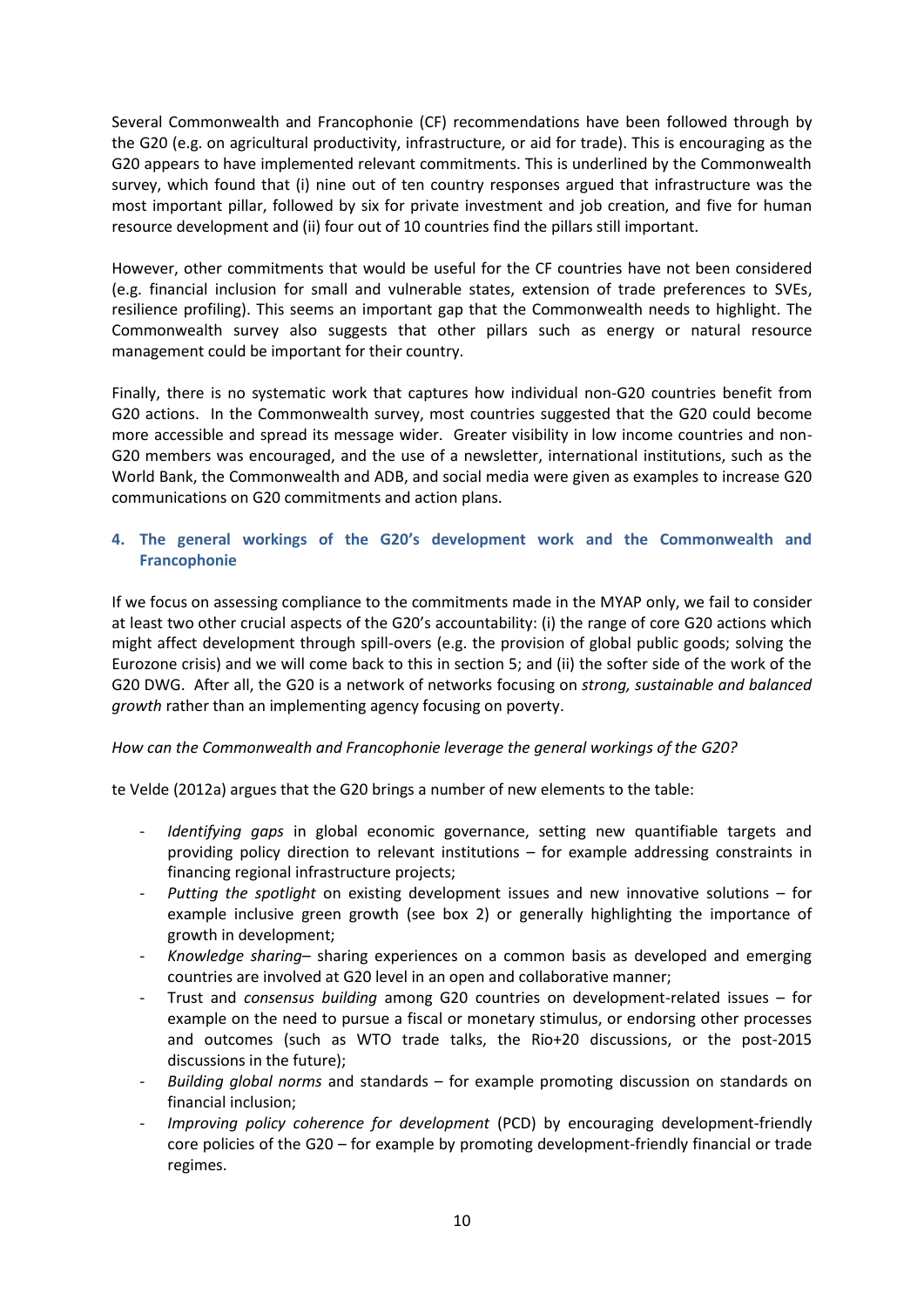Several Commonwealth and Francophonie (CF) recommendations have been followed through by the G20 (e.g. on agricultural productivity, infrastructure, or aid for trade). This is encouraging as the G20 appears to have implemented relevant commitments. This is underlined by the Commonwealth survey, which found that (i) nine out of ten country responses argued that infrastructure was the most important pillar, followed by six for private investment and job creation, and five for human resource development and (ii) four out of 10 countries find the pillars still important.

However, other commitments that would be useful for the CF countries have not been considered (e.g. financial inclusion for small and vulnerable states, extension of trade preferences to SVEs, resilience profiling). This seems an important gap that the Commonwealth needs to highlight. The Commonwealth survey also suggests that other pillars such as energy or natural resource management could be important for their country.

Finally, there is no systematic work that captures how individual non-G20 countries benefit from G20 actions. In the Commonwealth survey, most countries suggested that the G20 could become more accessible and spread its message wider. Greater visibility in low income countries and non-G20 members was encouraged, and the use of a newsletter, international institutions, such as the World Bank, the Commonwealth and ADB, and social media were given as examples to increase G20 communications on G20 commitments and action plans.

## 4. The general workings of the G20's development work and the Commonwealth and Francophonie

If we focus on assessing compliance to the commitments made in the MYAP only, we fail to consider at least two other crucial aspects of the G20's accountability: (i) the range of core G20 actions which might affect development through spill-overs (e.g. the provision of global public goods; solving the Eurozone crisis) and we will come back to this in section 5; and (ii) the softer side of the work of the G20 DWG. After all, the G20 is a network of networks focusing on *strong, sustainable and balanced growth* rather than an implementing agency focusing on poverty.

*How can the Commonwealth and Francophonie leverage the general workings of the G20?*

te Velde (2012a) argues that the G20 brings a number of new elements to the table:

- *Identifying gaps* in global economic governance, setting new quantifiable targets and providing policy direction to relevant institutions – for example addressing constraints in financing regional infrastructure projects;
- *Putting the spotlight* on existing development issues and new innovative solutions – for example inclusive green growth (see box 2) or generally highlighting the importance of growth in development;
- *Knowledge sharing*– sharing experiences on a common basis as developed and emerging countries are involved at G20 level in an open and collaborative manner;
- Trust and *consensus building* among G20 countries on development-related issues – for example on the need to pursue a fiscal or monetary stimulus, or endorsing other processes and outcomes (such as WTO trade talks, the Rio+20 discussions, or the post-2015 discussions in the future);
- *Building global norms* and standards – for example promoting discussion on standards on financial inclusion;
- *Improving policy coherence for development* (PCD) by encouraging development-friendly core policies of the G20 – for example by promoting development-friendly financial or trade regimes.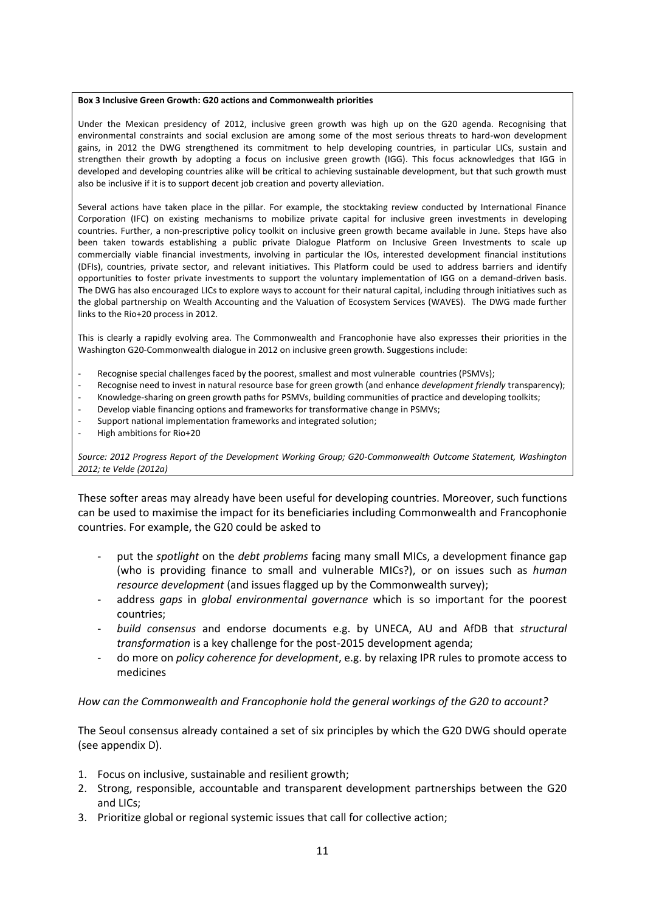**Box 3 Inclusive Green Growth: G20 actions and Commonwealth priorities**

Under the Mexican presidency of 2012, inclusive green growth was high up on the G20 agenda. Recognising that environmental constraints and social exclusion are among some of the most serious threats to hard-won development gains, in 2012 the DWG strengthened its commitment to help developing countries, in particular LICs, sustain and strengthen their growth by adopting a focus on inclusive green growth (IGG). This focus acknowledges that IGG in developed and developing countries alike will be critical to achieving sustainable development, but that such growth must also be inclusive if it is to support decent job creation and poverty alleviation.

Several actions have taken place in the pillar. For example, the stocktaking review conducted by International Finance Corporation (IFC) on existing mechanisms to mobilize private capital for inclusive green investments in developing countries. Further, a non-prescriptive policy toolkit on inclusive green growth became available in June. Steps have also been taken towards establishing a public private Dialogue Platform on Inclusive Green Investments to scale up commercially viable financial investments, involving in particular the IOs, interested development financial institutions (DFIs), countries, private sector, and relevant initiatives. This Platform could be used to address barriers and identify opportunities to foster private investments to support the voluntary implementation of IGG on a demand-driven basis. The DWG has also encouraged LICs to explore ways to account for their natural capital, including through initiatives such as the global partnership on Wealth Accounting and the Valuation of Ecosystem Services (WAVES). The DWG made further links to the Rio+20 process in 2012.

This is clearly a rapidly evolving area. The Commonwealth and Francophonie have also expresses their priorities in the Washington G20-Commonwealth dialogue in 2012 on inclusive green growth. Suggestions include:

- Recognise special challenges faced by the poorest, smallest and most vulnerable countries (PSMVs);
- Recognise need to invest in natural resource base for green growth (and enhance *development friendly* transparency);
- Knowledge-sharing on green growth paths for PSMVs, building communities of practice and developing toolkits;
- Develop viable financing options and frameworks for transformative change in PSMVs;
- Support national implementation frameworks and integrated solution;
- High ambitions for Rio+20

*Source: 2012 Progress Report of the Development Working Group; G20-Commonwealth Outcome Statement, Washington 2012; te Velde (2012a)*

These softer areas may already have been useful for developing countries. Moreover, such functions can be used to maximise the impact for its beneficiaries including Commonwealth and Francophonie countries. For example, the G20 could be asked to

- put the *spotlight* on the *debt problems* facing many small MICs, a development finance gap (who is providing finance to small and vulnerable MICs?), or on issues such as *human resource development* (and issues flagged up by the Commonwealth survey);
- address *gaps* in *global environmental governance* which is so important for the poorest countries;
- *build consensus* and endorse documents e.g. by UNECA, AU and AfDB that *structural transformation* is a key challenge for the post-2015 development agenda;
- do more on *policy coherence for development*, e.g. by relaxing IPR rules to promote access to medicines

*How can the Commonwealth and Francophonie hold the general workings of the G20 to account?*

The Seoul consensus already contained a set of six principles by which the G20 DWG should operate (see appendix D).

1. Focus on inclusive, sustainable and resilient growth;
2. Strong, responsible, accountable and transparent development partnerships between the G20 and LICs;
3. Prioritize global or regional systemic issues that call for collective action;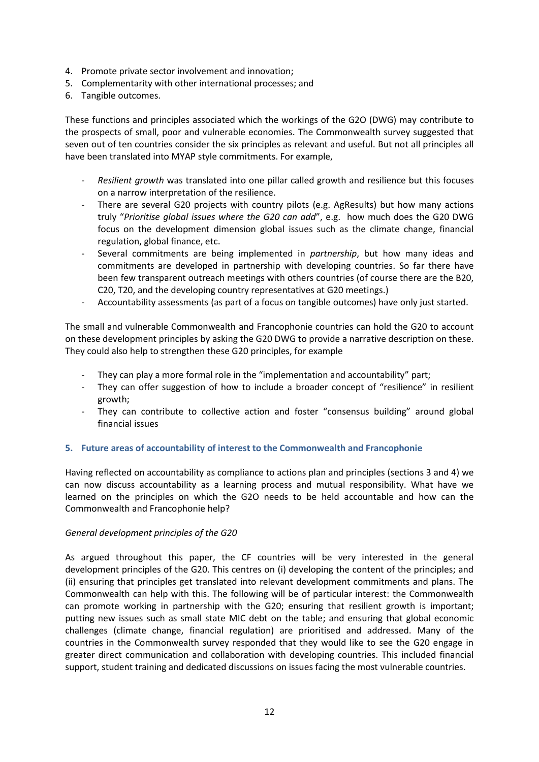4. Promote private sector involvement and innovation;
5. Complementarity with other international processes; and
6. Tangible outcomes.

These functions and principles associated which the workings of the G2O (DWG) may contribute to the prospects of small, poor and vulnerable economies. The Commonwealth survey suggested that seven out of ten countries consider the six principles as relevant and useful. But not all principles all have been translated into MYAP style commitments. For example,

- *Resilient growth* was translated into one pillar called growth and resilience but this focuses on a narrow interpretation of the resilience.
- There are several G20 projects with country pilots (e.g. AgResults) but how many actions truly "*Prioritise global issues where the G20 can add*", e.g. how much does the G20 DWG focus on the development dimension global issues such as the climate change, financial regulation, global finance, etc.
- Several commitments are being implemented in *partnership*, but how many ideas and commitments are developed in partnership with developing countries. So far there have been few transparent outreach meetings with others countries (of course there are the B20, C20, T20, and the developing country representatives at G20 meetings.)
- Accountability assessments (as part of a focus on tangible outcomes) have only just started.

The small and vulnerable Commonwealth and Francophonie countries can hold the G20 to account on these development principles by asking the G20 DWG to provide a narrative description on these. They could also help to strengthen these G20 principles, for example

- They can play a more formal role in the "implementation and accountability" part;
- They can offer suggestion of how to include a broader concept of "resilience" in resilient growth;
- They can contribute to collective action and foster "consensus building" around global financial issues

## 5. Future areas of accountability of interest to the Commonwealth and Francophonie

Having reflected on accountability as compliance to actions plan and principles (sections 3 and 4) we can now discuss accountability as a learning process and mutual responsibility. What have we learned on the principles on which the G2O needs to be held accountable and how can the Commonwealth and Francophonie help?

*General development principles of the G20*

As argued throughout this paper, the CF countries will be very interested in the general development principles of the G20. This centres on (i) developing the content of the principles; and (ii) ensuring that principles get translated into relevant development commitments and plans. The Commonwealth can help with this. The following will be of particular interest: the Commonwealth can promote working in partnership with the G20; ensuring that resilient growth is important; putting new issues such as small state MIC debt on the table; and ensuring that global economic challenges (climate change, financial regulation) are prioritised and addressed. Many of the countries in the Commonwealth survey responded that they would like to see the G20 engage in greater direct communication and collaboration with developing countries. This included financial support, student training and dedicated discussions on issues facing the most vulnerable countries.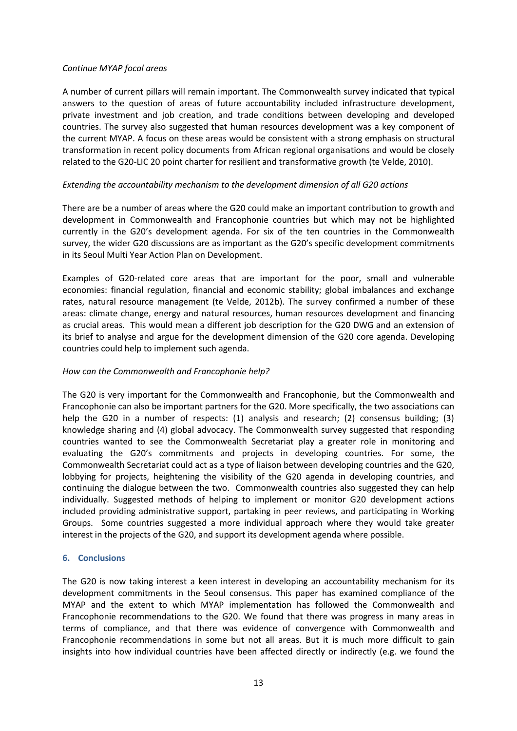*Continue MYAP focal areas*

A number of current pillars will remain important. The Commonwealth survey indicated that typical answers to the question of areas of future accountability included infrastructure development, private investment and job creation, and trade conditions between developing and developed countries. The survey also suggested that human resources development was a key component of the current MYAP. A focus on these areas would be consistent with a strong emphasis on structural transformation in recent policy documents from African regional organisations and would be closely related to the G20-LIC 20 point charter for resilient and transformative growth (te Velde, 2010).

*Extending the accountability mechanism to the development dimension of all G20 actions*

There are be a number of areas where the G20 could make an important contribution to growth and development in Commonwealth and Francophonie countries but which may not be highlighted currently in the G20's development agenda. For six of the ten countries in the Commonwealth survey, the wider G20 discussions are as important as the G20's specific development commitments in its Seoul Multi Year Action Plan on Development.

Examples of G20-related core areas that are important for the poor, small and vulnerable economies: financial regulation, financial and economic stability; global imbalances and exchange rates, natural resource management (te Velde, 2012b). The survey confirmed a number of these areas: climate change, energy and natural resources, human resources development and financing as crucial areas. This would mean a different job description for the G20 DWG and an extension of its brief to analyse and argue for the development dimension of the G20 core agenda. Developing countries could help to implement such agenda.

*How can the Commonwealth and Francophonie help?*

The G20 is very important for the Commonwealth and Francophonie, but the Commonwealth and Francophonie can also be important partners for the G20. More specifically, the two associations can help the G20 in a number of respects: (1) analysis and research; (2) consensus building; (3) knowledge sharing and (4) global advocacy. The Commonwealth survey suggested that responding countries wanted to see the Commonwealth Secretariat play a greater role in monitoring and evaluating the G20's commitments and projects in developing countries. For some, the Commonwealth Secretariat could act as a type of liaison between developing countries and the G20, lobbying for projects, heightening the visibility of the G20 agenda in developing countries, and continuing the dialogue between the two. Commonwealth countries also suggested they can help individually. Suggested methods of helping to implement or monitor G20 development actions included providing administrative support, partaking in peer reviews, and participating in Working Groups. Some countries suggested a more individual approach where they would take greater interest in the projects of the G20, and support its development agenda where possible.

## 6. Conclusions

The G20 is now taking interest a keen interest in developing an accountability mechanism for its development commitments in the Seoul consensus. This paper has examined compliance of the MYAP and the extent to which MYAP implementation has followed the Commonwealth and Francophonie recommendations to the G20. We found that there was progress in many areas in terms of compliance, and that there was evidence of convergence with Commonwealth and Francophonie recommendations in some but not all areas. But it is much more difficult to gain insights into how individual countries have been affected directly or indirectly (e.g. we found the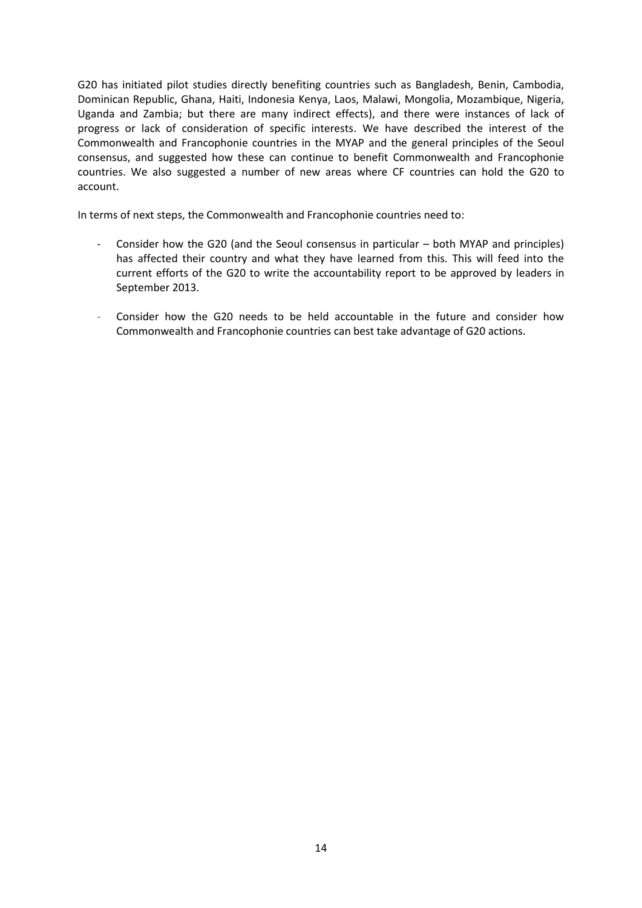G20 has initiated pilot studies directly benefiting countries such as Bangladesh, Benin, Cambodia, Dominican Republic, Ghana, Haiti, Indonesia Kenya, Laos, Malawi, Mongolia, Mozambique, Nigeria, Uganda and Zambia; but there are many indirect effects), and there were instances of lack of progress or lack of consideration of specific interests. We have described the interest of the Commonwealth and Francophonie countries in the MYAP and the general principles of the Seoul consensus, and suggested how these can continue to benefit Commonwealth and Francophonie countries. We also suggested a number of new areas where CF countries can hold the G20 to account.

In terms of next steps, the Commonwealth and Francophonie countries need to:

- Consider how the G20 (and the Seoul consensus in particular – both MYAP and principles) has affected their country and what they have learned from this. This will feed into the current efforts of the G20 to write the accountability report to be approved by leaders in September 2013.
- Consider how the G20 needs to be held accountable in the future and consider how Commonwealth and Francophonie countries can best take advantage of G20 actions.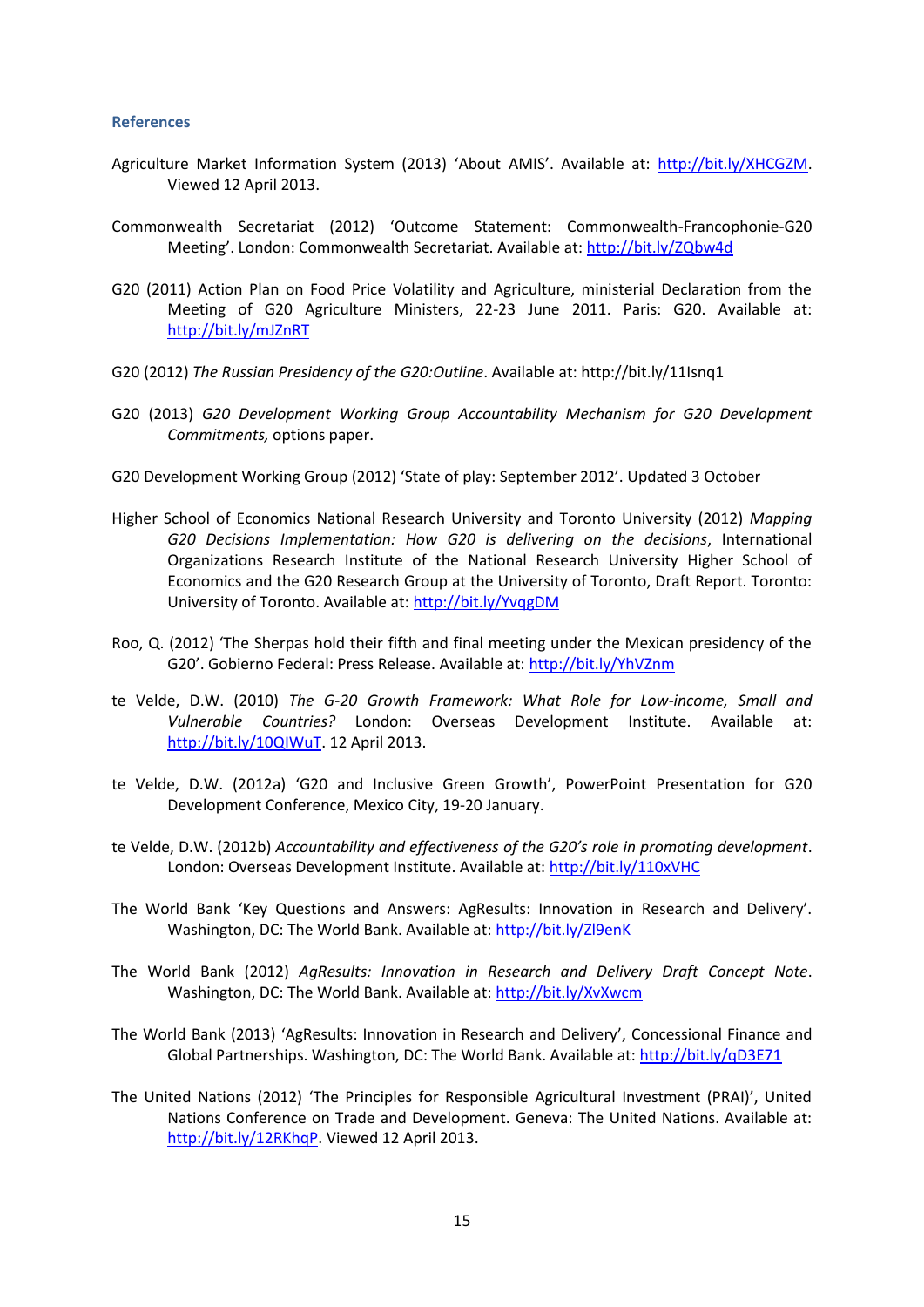### References

Agriculture Market Information System (2013) ‘About AMIS’. Available at: http://bit.ly/XHCGZM. Viewed 12 April 2013.

Commonwealth Secretariat (2012) ‘Outcome Statement: Commonwealth-Francophonie-G20 Meeting’. London: Commonwealth Secretariat. Available at: http://bit.ly/ZQbw4d

G20 (2011) Action Plan on Food Price Volatility and Agriculture, ministerial Declaration from the Meeting of G20 Agriculture Ministers, 22-23 June 2011. Paris: G20. Available at: http://bit.ly/mJZnRT

G20 (2012) *The Russian Presidency of the G20:Outline*. Available at: http://bit.ly/11Isnq1

G20 (2013) *G20 Development Working Group Accountability Mechanism for G20 Development Commitments,* options paper.

G20 Development Working Group (2012) ‘State of play: September 2012’. Updated 3 October

Higher School of Economics National Research University and Toronto University (2012) *Mapping G20 Decisions Implementation: How G20 is delivering on the decisions*, International Organizations Research Institute of the National Research University Higher School of Economics and the G20 Research Group at the University of Toronto, Draft Report. Toronto: University of Toronto. Available at: http://bit.ly/YvqgDM

Roo, Q. (2012) ‘The Sherpas hold their fifth and final meeting under the Mexican presidency of the G20’. Gobierno Federal: Press Release. Available at: http://bit.ly/YhVZnm

te Velde, D.W. (2010) *The G-20 Growth Framework: What Role for Low-income, Small and Vulnerable Countries?* London: Overseas Development Institute. Available at: http://bit.ly/10QIWuT. 12 April 2013.

te Velde, D.W. (2012a) ‘G20 and Inclusive Green Growth’, PowerPoint Presentation for G20 Development Conference, Mexico City, 19-20 January.

te Velde, D.W. (2012b) *Accountability and effectiveness of the G20’s role in promoting development*. London: Overseas Development Institute. Available at: http://bit.ly/110xVHC

The World Bank ‘Key Questions and Answers: AgResults: Innovation in Research and Delivery’. Washington, DC: The World Bank. Available at: http://bit.ly/Zl9enK

The World Bank (2012) *AgResults: Innovation in Research and Delivery Draft Concept Note*. Washington, DC: The World Bank. Available at: http://bit.ly/XvXwcm

The World Bank (2013) ‘AgResults: Innovation in Research and Delivery’, Concessional Finance and Global Partnerships. Washington, DC: The World Bank. Available at: http://bit.ly/qD3E71

The United Nations (2012) ‘The Principles for Responsible Agricultural Investment (PRAI)’, United Nations Conference on Trade and Development. Geneva: The United Nations. Available at: http://bit.ly/12RKhqP. Viewed 12 April 2013.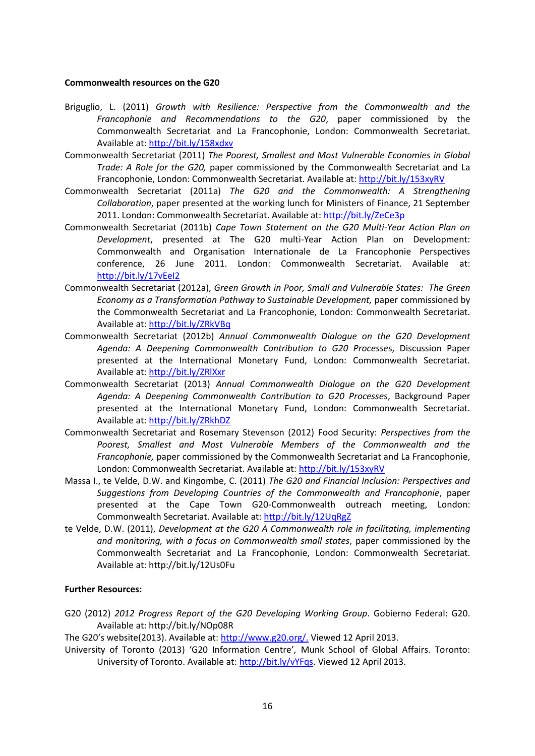**Commonwealth resources on the G20**

Briguglio, L. (2011) *Growth with Resilience: Perspective from the Commonwealth and the Francophonie and Recommendations to the G20*, paper commissioned by the Commonwealth Secretariat and La Francophonie, London: Commonwealth Secretariat. Available at: http://bit.ly/158xdxv

Commonwealth Secretariat (2011) *The Poorest, Smallest and Most Vulnerable Economies in Global Trade: A Role for the G20,* paper commissioned by the Commonwealth Secretariat and La Francophonie, London: Commonwealth Secretariat. Available at: http://bit.ly/153xyRV

Commonwealth Secretariat (2011a) *The G20 and the Commonwealth: A Strengthening Collaboration*, paper presented at the working lunch for Ministers of Finance, 21 September 2011. London: Commonwealth Secretariat. Available at: http://bit.ly/ZeCe3p

Commonwealth Secretariat (2011b) *Cape Town Statement on the G20 Multi-Year Action Plan on Development*, presented at The G20 multi-Year Action Plan on Development: Commonwealth and Organisation Internationale de La Francophonie Perspectives conference, 26 June 2011. London: Commonwealth Secretariat. Available at: http://bit.ly/17vEeI2

Commonwealth Secretariat (2012a), *Green Growth in Poor, Small and Vulnerable States: The Green Economy as a Transformation Pathway to Sustainable Development,* paper commissioned by the Commonwealth Secretariat and La Francophonie, London: Commonwealth Secretariat. Available at: http://bit.ly/ZRkVBq

Commonwealth Secretariat (2012b) *Annual Commonwealth Dialogue on the G20 Development Agenda: A Deepening Commonwealth Contribution to G20 Processes*, Discussion Paper presented at the International Monetary Fund, London: Commonwealth Secretariat. Available at: http://bit.ly/ZRlXxr

Commonwealth Secretariat (2013) *Annual Commonwealth Dialogue on the G20 Development Agenda: A Deepening Commonwealth Contribution to G20 Processe*s, Background Paper presented at the International Monetary Fund, London: Commonwealth Secretariat. Available at: http://bit.ly/ZRkhDZ

Commonwealth Secretariat and Rosemary Stevenson (2012) Food Security: *Perspectives from the Poorest, Smallest and Most Vulnerable Members of the Commonwealth and the Francophonie,* paper commissioned by the Commonwealth Secretariat and La Francophonie, London: Commonwealth Secretariat. Available at: http://bit.ly/153xyRV

Massa I., te Velde, D.W. and Kingombe, C. (2011) *The G20 and Financial Inclusion: Perspectives and Suggestions from Developing Countries of the Commonwealth and Francophonie*, paper presented at the Cape Town G20-Commonwealth outreach meeting, London: Commonwealth Secretariat. Available at: http://bit.ly/12UqRgZ

te Velde, D.W. (2011), *Development at the G20 A Commonwealth role in facilitating, implementing and monitoring, with a focus on Commonwealth small states*, paper commissioned by the Commonwealth Secretariat and La Francophonie, London: Commonwealth Secretariat. Available at: http://bit.ly/12Us0Fu

**Further Resources:**

G20 (2012) *2012 Progress Report of the G20 Developing Working Group*. Gobierno Federal: G20. Available at: http://bit.ly/NOp08R

The G20's website(2013). Available at: http://www.g20.org/. Viewed 12 April 2013.

University of Toronto (2013) 'G20 Information Centre'*,* Munk School of Global Affairs. Toronto: University of Toronto. Available at: http://bit.ly/vYFqs. Viewed 12 April 2013.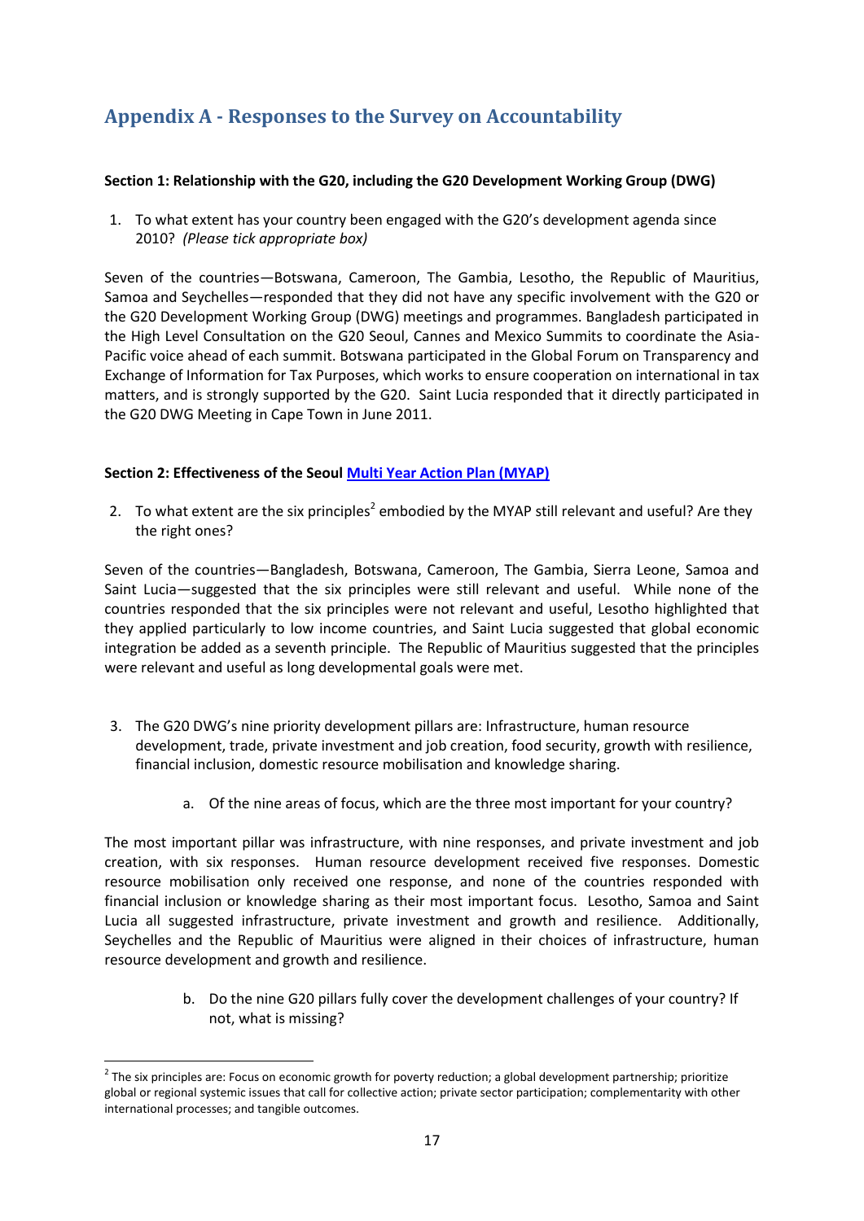## Appendix A - Responses to the Survey on Accountability

**Section 1: Relationship with the G20, including the G20 Development Working Group (DWG)**

1. To what extent has your country been engaged with the G20's development agenda since 2010? *(Please tick appropriate box)*

Seven of the countries—Botswana, Cameroon, The Gambia, Lesotho, the Republic of Mauritius, Samoa and Seychelles—responded that they did not have any specific involvement with the G20 or the G20 Development Working Group (DWG) meetings and programmes. Bangladesh participated in the High Level Consultation on the G20 Seoul, Cannes and Mexico Summits to coordinate the Asia-Pacific voice ahead of each summit. Botswana participated in the Global Forum on Transparency and Exchange of Information for Tax Purposes, which works to ensure cooperation on international in tax matters, and is strongly supported by the G20. Saint Lucia responded that it directly participated in the G20 DWG Meeting in Cape Town in June 2011.

**Section 2: Effectiveness of the Seoul Multi Year Action Plan (MYAP)**

2. To what extent are the six principles[2] embodied by the MYAP still relevant and useful? Are they the right ones?

Seven of the countries—Bangladesh, Botswana, Cameroon, The Gambia, Sierra Leone, Samoa and Saint Lucia—suggested that the six principles were still relevant and useful. While none of the countries responded that the six principles were not relevant and useful, Lesotho highlighted that they applied particularly to low income countries, and Saint Lucia suggested that global economic integration be added as a seventh principle. The Republic of Mauritius suggested that the principles were relevant and useful as long developmental goals were met.

3. The G20 DWG's nine priority development pillars are: Infrastructure, human resource development, trade, private investment and job creation, food security, growth with resilience, financial inclusion, domestic resource mobilisation and knowledge sharing.

    a. Of the nine areas of focus, which are the three most important for your country?

The most important pillar was infrastructure, with nine responses, and private investment and job creation, with six responses. Human resource development received five responses. Domestic resource mobilisation only received one response, and none of the countries responded with financial inclusion or knowledge sharing as their most important focus. Lesotho, Samoa and Saint Lucia all suggested infrastructure, private investment and growth and resilience. Additionally, Seychelles and the Republic of Mauritius were aligned in their choices of infrastructure, human resource development and growth and resilience.

    b. Do the nine G20 pillars fully cover the development challenges of your country? If not, what is missing?

[2] The six principles are: Focus on economic growth for poverty reduction; a global development partnership; prioritize global or regional systemic issues that call for collective action; private sector participation; complementarity with other international processes; and tangible outcomes.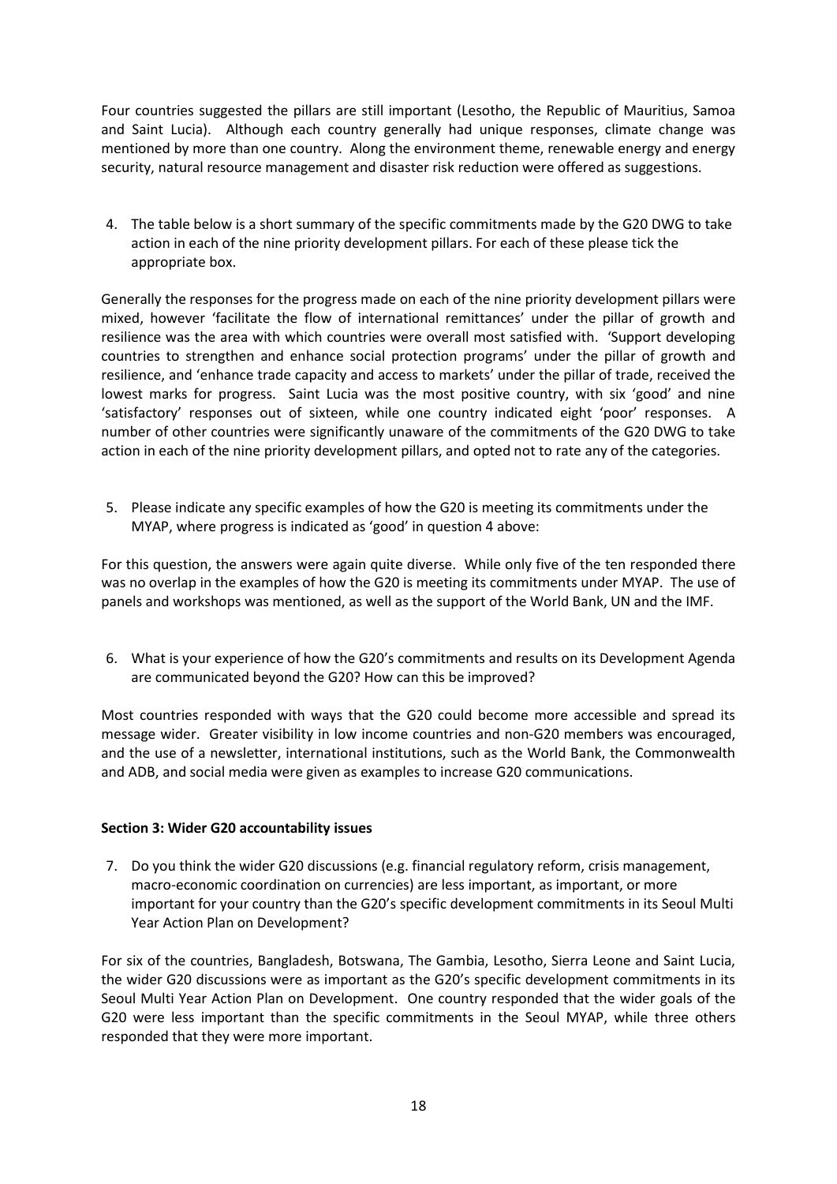Four countries suggested the pillars are still important (Lesotho, the Republic of Mauritius, Samoa and Saint Lucia). Although each country generally had unique responses, climate change was mentioned by more than one country. Along the environment theme, renewable energy and energy security, natural resource management and disaster risk reduction were offered as suggestions.

4. The table below is a short summary of the specific commitments made by the G20 DWG to take action in each of the nine priority development pillars. For each of these please tick the appropriate box.

Generally the responses for the progress made on each of the nine priority development pillars were mixed, however 'facilitate the flow of international remittances' under the pillar of growth and resilience was the area with which countries were overall most satisfied with. 'Support developing countries to strengthen and enhance social protection programs' under the pillar of growth and resilience, and 'enhance trade capacity and access to markets' under the pillar of trade, received the lowest marks for progress. Saint Lucia was the most positive country, with six 'good' and nine 'satisfactory' responses out of sixteen, while one country indicated eight 'poor' responses. A number of other countries were significantly unaware of the commitments of the G20 DWG to take action in each of the nine priority development pillars, and opted not to rate any of the categories.

5. Please indicate any specific examples of how the G20 is meeting its commitments under the MYAP, where progress is indicated as 'good' in question 4 above:

For this question, the answers were again quite diverse. While only five of the ten responded there was no overlap in the examples of how the G20 is meeting its commitments under MYAP. The use of panels and workshops was mentioned, as well as the support of the World Bank, UN and the IMF.

6. What is your experience of how the G20's commitments and results on its Development Agenda are communicated beyond the G20? How can this be improved?

Most countries responded with ways that the G20 could become more accessible and spread its message wider. Greater visibility in low income countries and non-G20 members was encouraged, and the use of a newsletter, international institutions, such as the World Bank, the Commonwealth and ADB, and social media were given as examples to increase G20 communications.

**Section 3: Wider G20 accountability issues**

7. Do you think the wider G20 discussions (e.g. financial regulatory reform, crisis management, macro-economic coordination on currencies) are less important, as important, or more important for your country than the G20's specific development commitments in its Seoul Multi Year Action Plan on Development?

For six of the countries, Bangladesh, Botswana, The Gambia, Lesotho, Sierra Leone and Saint Lucia, the wider G20 discussions were as important as the G20's specific development commitments in its Seoul Multi Year Action Plan on Development. One country responded that the wider goals of the G20 were less important than the specific commitments in the Seoul MYAP, while three others responded that they were more important.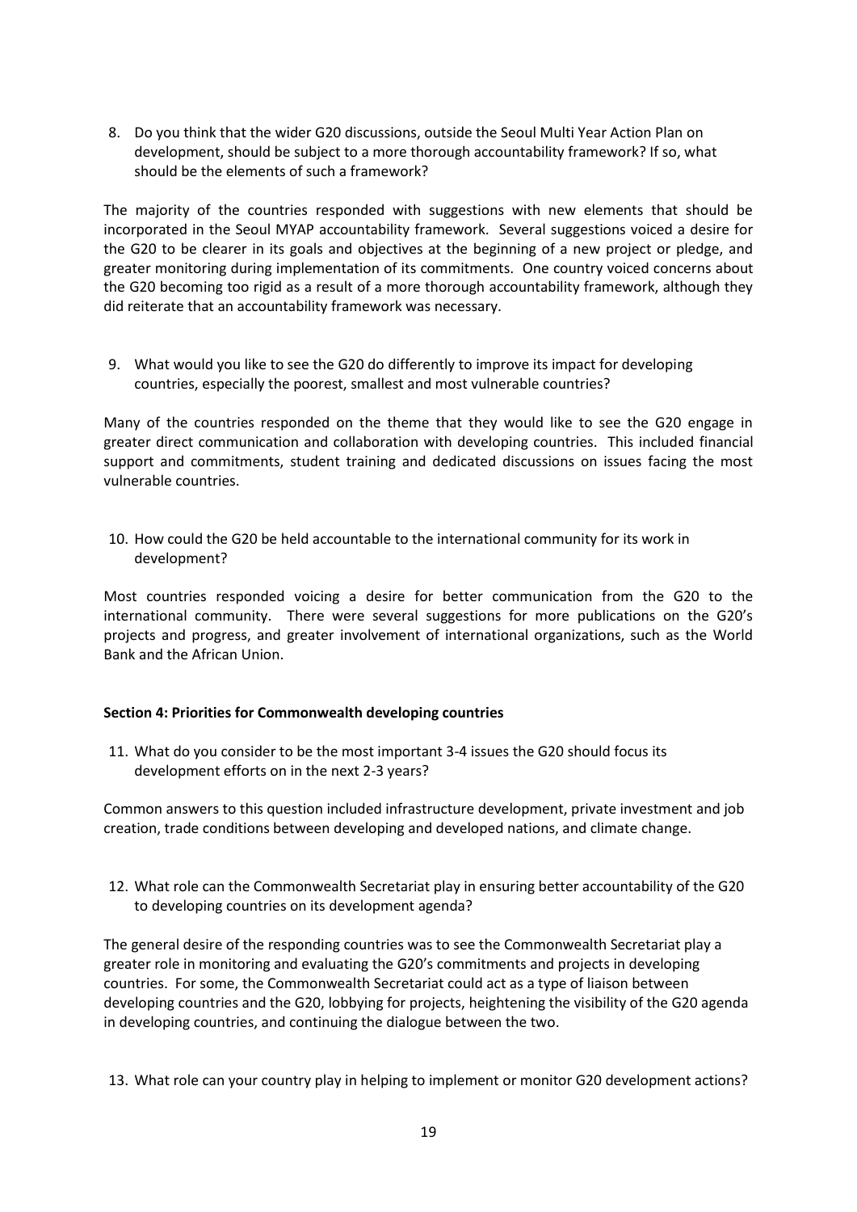8. Do you think that the wider G20 discussions, outside the Seoul Multi Year Action Plan on development, should be subject to a more thorough accountability framework? If so, what should be the elements of such a framework?

The majority of the countries responded with suggestions with new elements that should be incorporated in the Seoul MYAP accountability framework. Several suggestions voiced a desire for the G20 to be clearer in its goals and objectives at the beginning of a new project or pledge, and greater monitoring during implementation of its commitments. One country voiced concerns about the G20 becoming too rigid as a result of a more thorough accountability framework, although they did reiterate that an accountability framework was necessary.

9. What would you like to see the G20 do differently to improve its impact for developing countries, especially the poorest, smallest and most vulnerable countries?

Many of the countries responded on the theme that they would like to see the G20 engage in greater direct communication and collaboration with developing countries. This included financial support and commitments, student training and dedicated discussions on issues facing the most vulnerable countries.

10. How could the G20 be held accountable to the international community for its work in development?

Most countries responded voicing a desire for better communication from the G20 to the international community. There were several suggestions for more publications on the G20's projects and progress, and greater involvement of international organizations, such as the World Bank and the African Union.

**Section 4: Priorities for Commonwealth developing countries**

11. What do you consider to be the most important 3-4 issues the G20 should focus its development efforts on in the next 2-3 years?

Common answers to this question included infrastructure development, private investment and job creation, trade conditions between developing and developed nations, and climate change.

12. What role can the Commonwealth Secretariat play in ensuring better accountability of the G20 to developing countries on its development agenda?

The general desire of the responding countries was to see the Commonwealth Secretariat play a greater role in monitoring and evaluating the G20's commitments and projects in developing countries. For some, the Commonwealth Secretariat could act as a type of liaison between developing countries and the G20, lobbying for projects, heightening the visibility of the G20 agenda in developing countries, and continuing the dialogue between the two.

13. What role can your country play in helping to implement or monitor G20 development actions?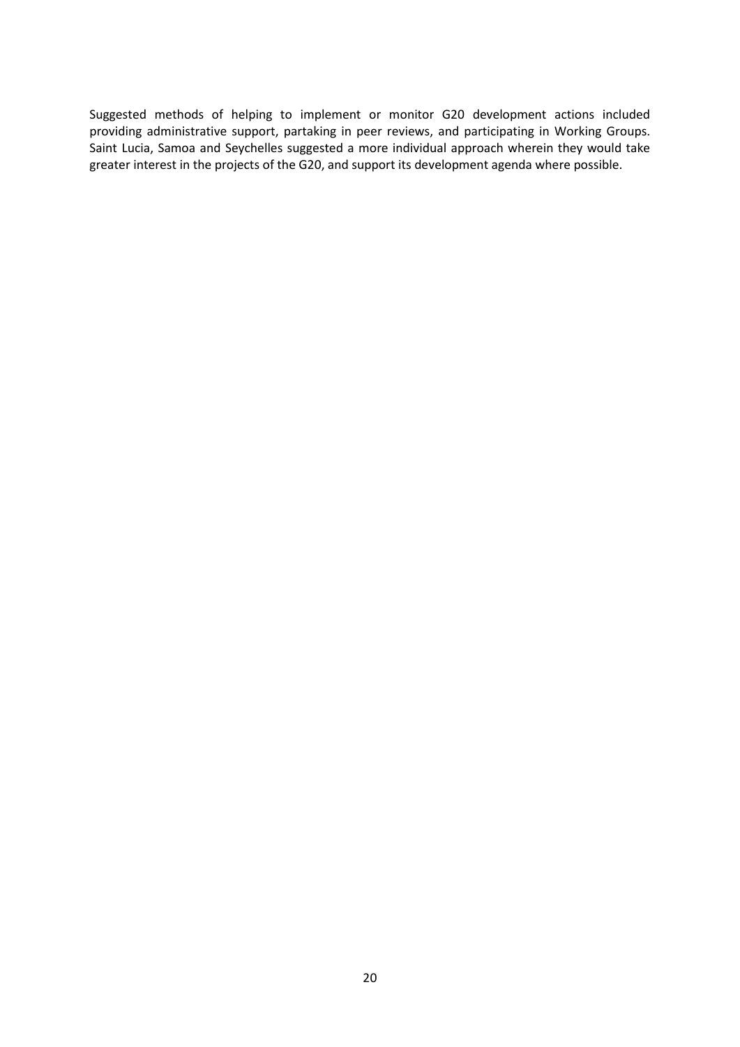Suggested methods of helping to implement or monitor G20 development actions included providing administrative support, partaking in peer reviews, and participating in Working Groups. Saint Lucia, Samoa and Seychelles suggested a more individual approach wherein they would take greater interest in the projects of the G20, and support its development agenda where possible.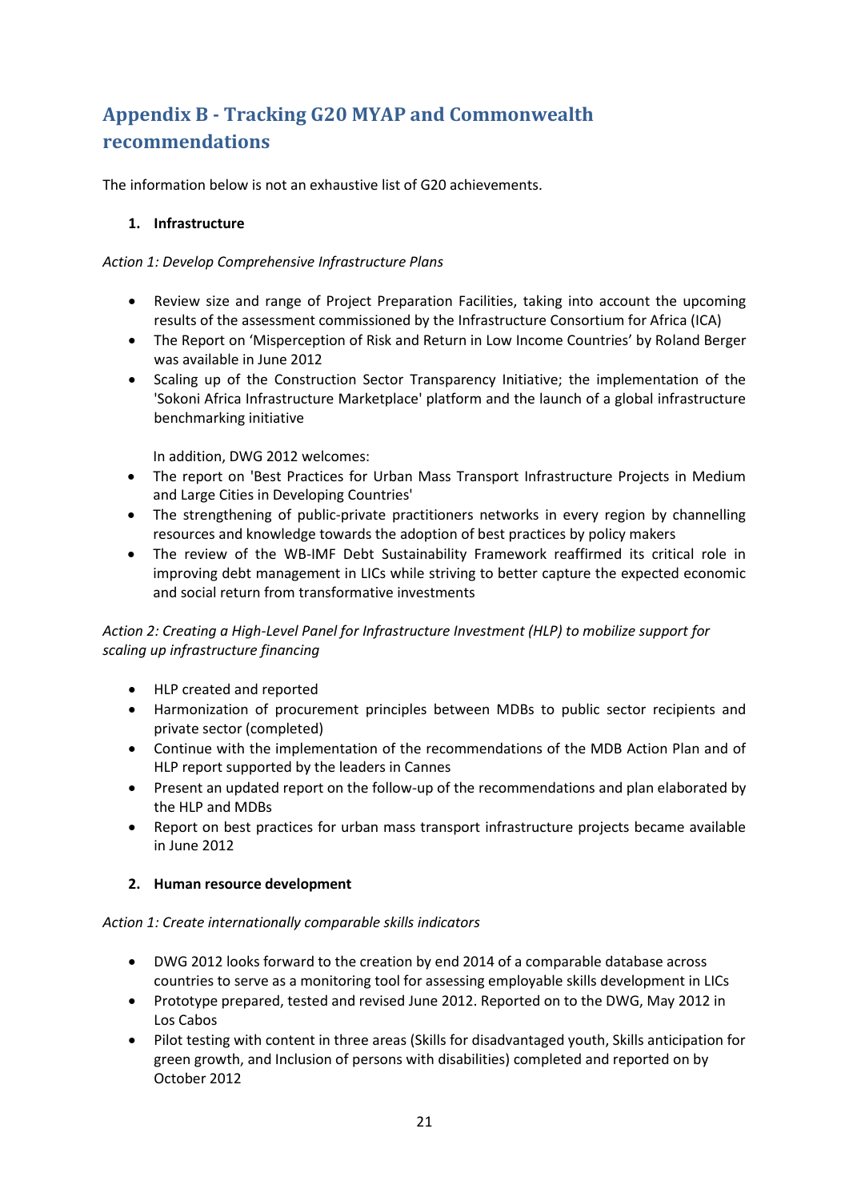# Appendix B - Tracking G20 MYAP and Commonwealth recommendations

The information below is not an exhaustive list of G20 achievements.

1. **Infrastructure**

*Action 1: Develop Comprehensive Infrastructure Plans*

- Review size and range of Project Preparation Facilities, taking into account the upcoming results of the assessment commissioned by the Infrastructure Consortium for Africa (ICA)
- The Report on 'Misperception of Risk and Return in Low Income Countries' by Roland Berger was available in June 2012
- Scaling up of the Construction Sector Transparency Initiative; the implementation of the 'Sokoni Africa Infrastructure Marketplace' platform and the launch of a global infrastructure benchmarking initiative

In addition, DWG 2012 welcomes:

- The report on 'Best Practices for Urban Mass Transport Infrastructure Projects in Medium and Large Cities in Developing Countries'
- The strengthening of public-private practitioners networks in every region by channelling resources and knowledge towards the adoption of best practices by policy makers
- The review of the WB-IMF Debt Sustainability Framework reaffirmed its critical role in improving debt management in LICs while striving to better capture the expected economic and social return from transformative investments

*Action 2: Creating a High-Level Panel for Infrastructure Investment (HLP) to mobilize support for scaling up infrastructure financing*

- HLP created and reported
- Harmonization of procurement principles between MDBs to public sector recipients and private sector (completed)
- Continue with the implementation of the recommendations of the MDB Action Plan and of HLP report supported by the leaders in Cannes
- Present an updated report on the follow-up of the recommendations and plan elaborated by the HLP and MDBs
- Report on best practices for urban mass transport infrastructure projects became available in June 2012

2. **Human resource development**

*Action 1: Create internationally comparable skills indicators*

- DWG 2012 looks forward to the creation by end 2014 of a comparable database across countries to serve as a monitoring tool for assessing employable skills development in LICs
- Prototype prepared, tested and revised June 2012. Reported on to the DWG, May 2012 in Los Cabos
- Pilot testing with content in three areas (Skills for disadvantaged youth, Skills anticipation for green growth, and Inclusion of persons with disabilities) completed and reported on by October 2012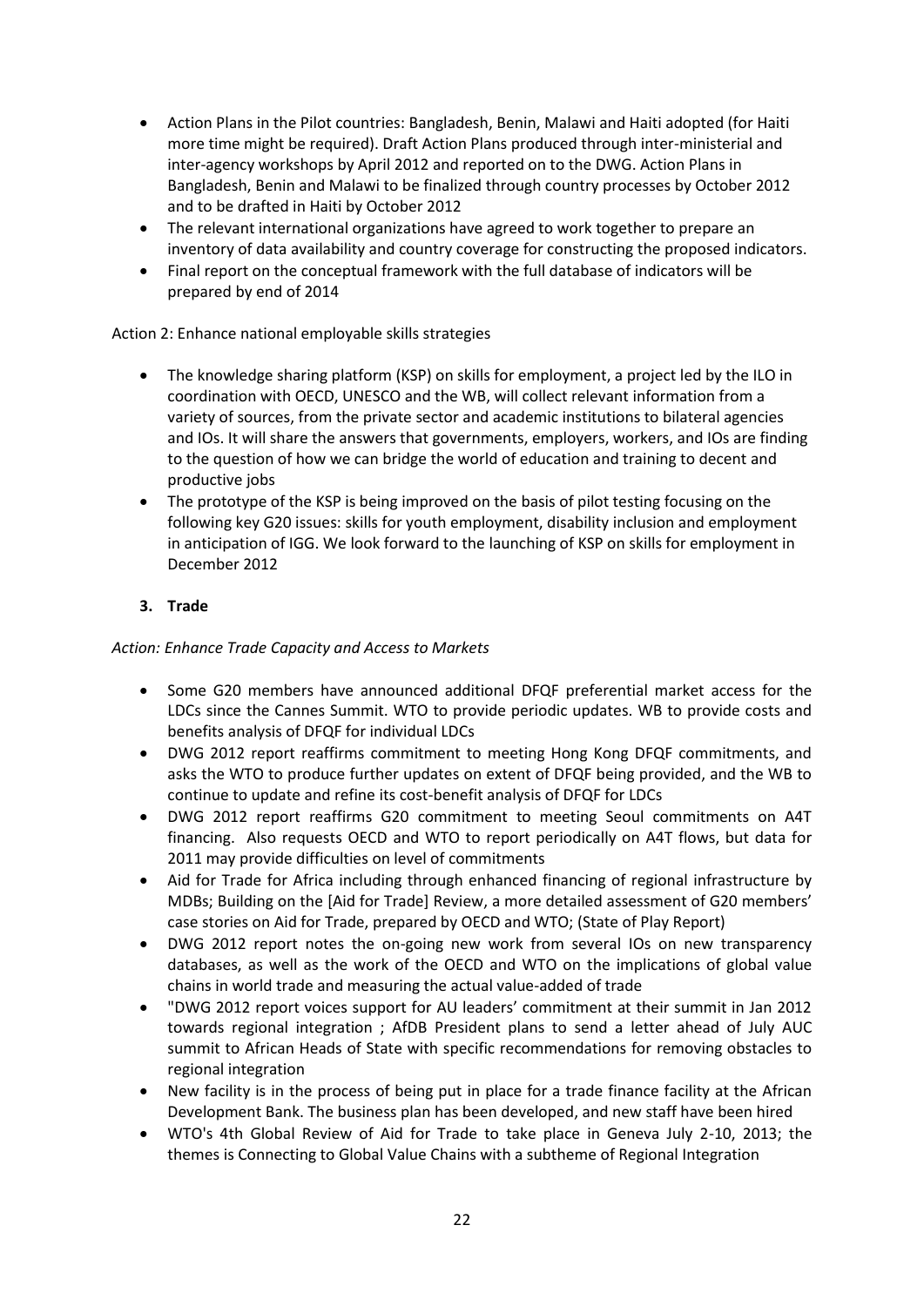- Action Plans in the Pilot countries: Bangladesh, Benin, Malawi and Haiti adopted (for Haiti more time might be required). Draft Action Plans produced through inter-ministerial and inter-agency workshops by April 2012 and reported on to the DWG. Action Plans in Bangladesh, Benin and Malawi to be finalized through country processes by October 2012 and to be drafted in Haiti by October 2012
- The relevant international organizations have agreed to work together to prepare an inventory of data availability and country coverage for constructing the proposed indicators.
- Final report on the conceptual framework with the full database of indicators will be prepared by end of 2014

Action 2: Enhance national employable skills strategies

- The knowledge sharing platform (KSP) on skills for employment, a project led by the ILO in coordination with OECD, UNESCO and the WB, will collect relevant information from a variety of sources, from the private sector and academic institutions to bilateral agencies and IOs. It will share the answers that governments, employers, workers, and IOs are finding to the question of how we can bridge the world of education and training to decent and productive jobs
- The prototype of the KSP is being improved on the basis of pilot testing focusing on the following key G20 issues: skills for youth employment, disability inclusion and employment in anticipation of IGG. We look forward to the launching of KSP on skills for employment in December 2012

**3. Trade**

*Action: Enhance Trade Capacity and Access to Markets*

- Some G20 members have announced additional DFQF preferential market access for the LDCs since the Cannes Summit. WTO to provide periodic updates. WB to provide costs and benefits analysis of DFQF for individual LDCs
- DWG 2012 report reaffirms commitment to meeting Hong Kong DFQF commitments, and asks the WTO to produce further updates on extent of DFQF being provided, and the WB to continue to update and refine its cost-benefit analysis of DFQF for LDCs
- DWG 2012 report reaffirms G20 commitment to meeting Seoul commitments on A4T financing. Also requests OECD and WTO to report periodically on A4T flows, but data for 2011 may provide difficulties on level of commitments
- Aid for Trade for Africa including through enhanced financing of regional infrastructure by MDBs; Building on the [Aid for Trade] Review, a more detailed assessment of G20 members' case stories on Aid for Trade, prepared by OECD and WTO; (State of Play Report)
- DWG 2012 report notes the on-going new work from several IOs on new transparency databases, as well as the work of the OECD and WTO on the implications of global value chains in world trade and measuring the actual value-added of trade
- "DWG 2012 report voices support for AU leaders' commitment at their summit in Jan 2012 towards regional integration ; AfDB President plans to send a letter ahead of July AUC summit to African Heads of State with specific recommendations for removing obstacles to regional integration
- New facility is in the process of being put in place for a trade finance facility at the African Development Bank. The business plan has been developed, and new staff have been hired
- WTO's 4th Global Review of Aid for Trade to take place in Geneva July 2-10, 2013; the themes is Connecting to Global Value Chains with a subtheme of Regional Integration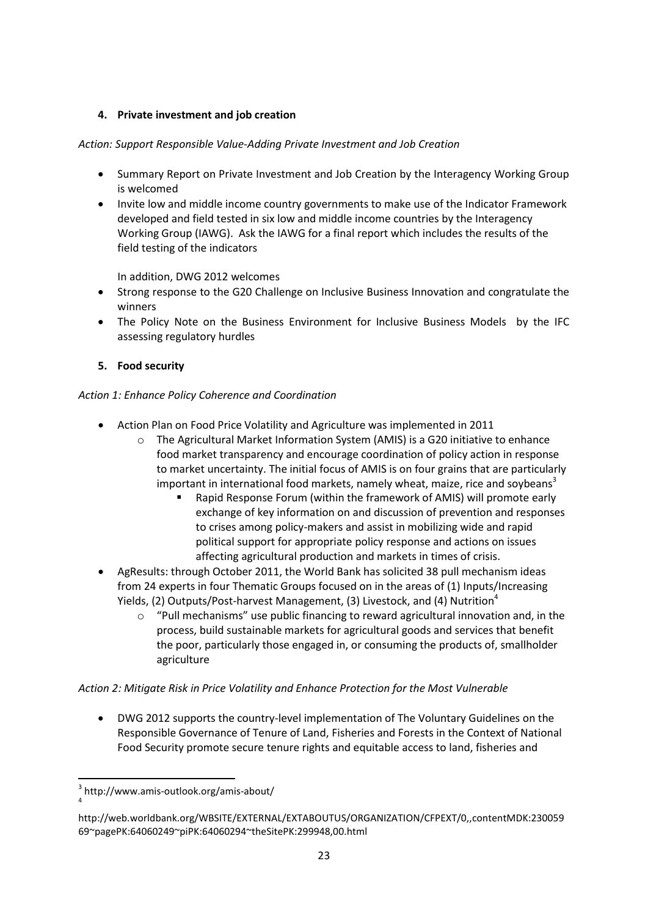**4. Private investment and job creation**

*Action: Support Responsible Value-Adding Private Investment and Job Creation*

- Summary Report on Private Investment and Job Creation by the Interagency Working Group is welcomed
- Invite low and middle income country governments to make use of the Indicator Framework developed and field tested in six low and middle income countries by the Interagency Working Group (IAWG). Ask the IAWG for a final report which includes the results of the field testing of the indicators

  In addition, DWG 2012 welcomes

- Strong response to the G20 Challenge on Inclusive Business Innovation and congratulate the winners
- The Policy Note on the Business Environment for Inclusive Business Models by the IFC assessing regulatory hurdles

**5. Food security**

*Action 1: Enhance Policy Coherence and Coordination*

- Action Plan on Food Price Volatility and Agriculture was implemented in 2011
  - The Agricultural Market Information System (AMIS) is a G20 initiative to enhance food market transparency and encourage coordination of policy action in response to market uncertainty. The initial focus of AMIS is on four grains that are particularly important in international food markets, namely wheat, maize, rice and soybeans[3]
    - Rapid Response Forum (within the framework of AMIS) will promote early exchange of key information on and discussion of prevention and responses to crises among policy-makers and assist in mobilizing wide and rapid political support for appropriate policy response and actions on issues affecting agricultural production and markets in times of crisis.
- AgResults: through October 2011, the World Bank has solicited 38 pull mechanism ideas from 24 experts in four Thematic Groups focused on in the areas of (1) Inputs/Increasing Yields, (2) Outputs/Post-harvest Management, (3) Livestock, and (4) Nutrition[4]
  - "Pull mechanisms" use public financing to reward agricultural innovation and, in the process, build sustainable markets for agricultural goods and services that benefit the poor, particularly those engaged in, or consuming the products of, smallholder agriculture

*Action 2: Mitigate Risk in Price Volatility and Enhance Protection for the Most Vulnerable*

- DWG 2012 supports the country-level implementation of The Voluntary Guidelines on the Responsible Governance of Tenure of Land, Fisheries and Forests in the Context of National Food Security promote secure tenure rights and equitable access to land, fisheries and

---

[3] http://www.amis-outlook.org/amis-about/

[4] http://web.worldbank.org/WBSITE/EXTERNAL/EXTABOUTUS/ORGANIZATION/CFPEXT/0,,contentMDK:23005969~pagePK:64060249~piPK:64060294~theSitePK:299948,00.html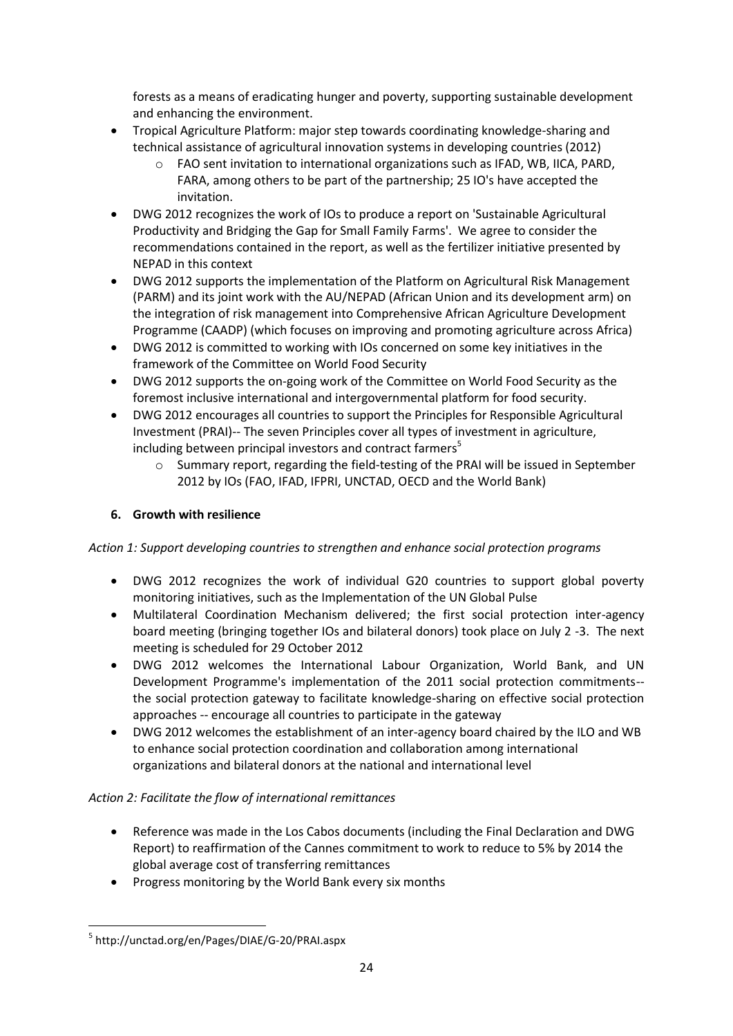forests as a means of eradicating hunger and poverty, supporting sustainable development and enhancing the environment.

- Tropical Agriculture Platform: major step towards coordinating knowledge-sharing and technical assistance of agricultural innovation systems in developing countries (2012)
    - FAO sent invitation to international organizations such as IFAD, WB, IICA, PARD, FARA, among others to be part of the partnership; 25 IO's have accepted the invitation.
- DWG 2012 recognizes the work of IOs to produce a report on 'Sustainable Agricultural Productivity and Bridging the Gap for Small Family Farms'. We agree to consider the recommendations contained in the report, as well as the fertilizer initiative presented by NEPAD in this context
- DWG 2012 supports the implementation of the Platform on Agricultural Risk Management (PARM) and its joint work with the AU/NEPAD (African Union and its development arm) on the integration of risk management into Comprehensive African Agriculture Development Programme (CAADP) (which focuses on improving and promoting agriculture across Africa)
- DWG 2012 is committed to working with IOs concerned on some key initiatives in the framework of the Committee on World Food Security
- DWG 2012 supports the on-going work of the Committee on World Food Security as the foremost inclusive international and intergovernmental platform for food security.
- DWG 2012 encourages all countries to support the Principles for Responsible Agricultural Investment (PRAI)-- The seven Principles cover all types of investment in agriculture, including between principal investors and contract farmers[5]
    - Summary report, regarding the field-testing of the PRAI will be issued in September 2012 by IOs (FAO, IFAD, IFPRI, UNCTAD, OECD and the World Bank)

### 6. Growth with resilience

*Action 1: Support developing countries to strengthen and enhance social protection programs*

- DWG 2012 recognizes the work of individual G20 countries to support global poverty monitoring initiatives, such as the Implementation of the UN Global Pulse
- Multilateral Coordination Mechanism delivered; the first social protection inter-agency board meeting (bringing together IOs and bilateral donors) took place on July 2 -3. The next meeting is scheduled for 29 October 2012
- DWG 2012 welcomes the International Labour Organization, World Bank, and UN Development Programme's implementation of the 2011 social protection commitments-- the social protection gateway to facilitate knowledge-sharing on effective social protection approaches -- encourage all countries to participate in the gateway
- DWG 2012 welcomes the establishment of an inter-agency board chaired by the ILO and WB to enhance social protection coordination and collaboration among international organizations and bilateral donors at the national and international level

*Action 2: Facilitate the flow of international remittances*

- Reference was made in the Los Cabos documents (including the Final Declaration and DWG Report) to reaffirmation of the Cannes commitment to work to reduce to 5% by 2014 the global average cost of transferring remittances
- Progress monitoring by the World Bank every six months

[5] http://unctad.org/en/Pages/DIAE/G-20/PRAI.aspx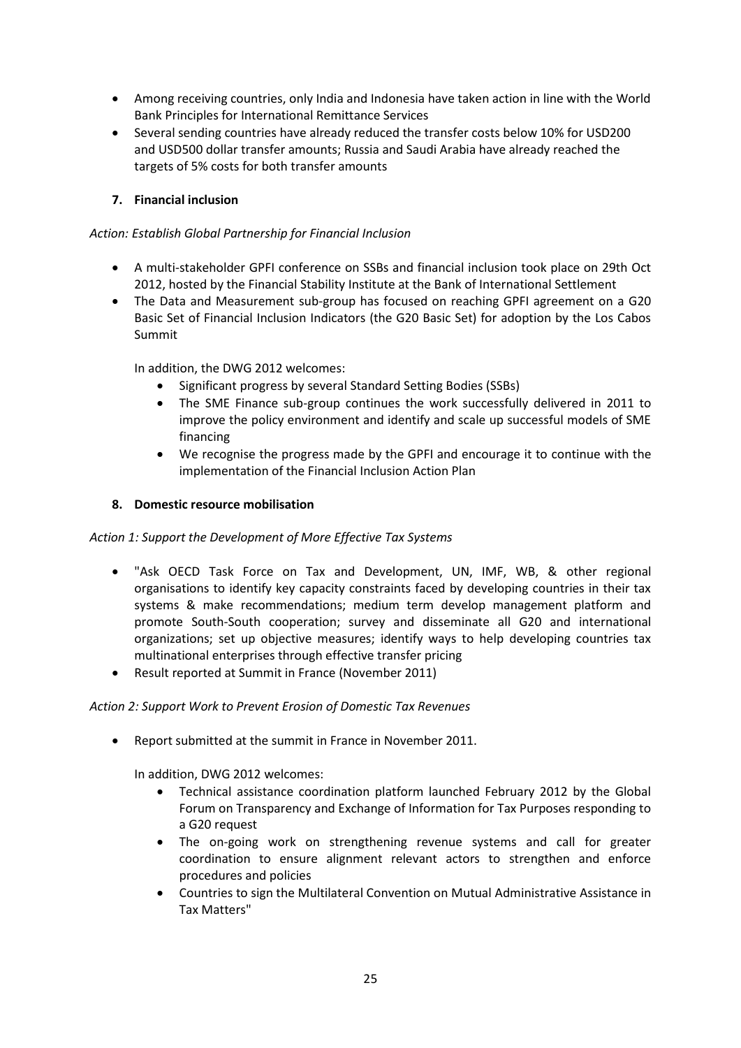- Among receiving countries, only India and Indonesia have taken action in line with the World Bank Principles for International Remittance Services
- Several sending countries have already reduced the transfer costs below 10% for USD200 and USD500 dollar transfer amounts; Russia and Saudi Arabia have already reached the targets of 5% costs for both transfer amounts

**7. Financial inclusion**

*Action: Establish Global Partnership for Financial Inclusion*

- A multi-stakeholder GPFI conference on SSBs and financial inclusion took place on 29th Oct 2012, hosted by the Financial Stability Institute at the Bank of International Settlement
- The Data and Measurement sub-group has focused on reaching GPFI agreement on a G20 Basic Set of Financial Inclusion Indicators (the G20 Basic Set) for adoption by the Los Cabos Summit

  In addition, the DWG 2012 welcomes:
  - Significant progress by several Standard Setting Bodies (SSBs)
  - The SME Finance sub-group continues the work successfully delivered in 2011 to improve the policy environment and identify and scale up successful models of SME financing
  - We recognise the progress made by the GPFI and encourage it to continue with the implementation of the Financial Inclusion Action Plan

**8. Domestic resource mobilisation**

*Action 1: Support the Development of More Effective Tax Systems*

- "Ask OECD Task Force on Tax and Development, UN, IMF, WB, & other regional organisations to identify key capacity constraints faced by developing countries in their tax systems & make recommendations; medium term develop management platform and promote South-South cooperation; survey and disseminate all G20 and international organizations; set up objective measures; identify ways to help developing countries tax multinational enterprises through effective transfer pricing
- Result reported at Summit in France (November 2011)

*Action 2: Support Work to Prevent Erosion of Domestic Tax Revenues*

- Report submitted at the summit in France in November 2011.

  In addition, DWG 2012 welcomes:
  - Technical assistance coordination platform launched February 2012 by the Global Forum on Transparency and Exchange of Information for Tax Purposes responding to a G20 request
  - The on-going work on strengthening revenue systems and call for greater coordination to ensure alignment relevant actors to strengthen and enforce procedures and policies
  - Countries to sign the Multilateral Convention on Mutual Administrative Assistance in Tax Matters"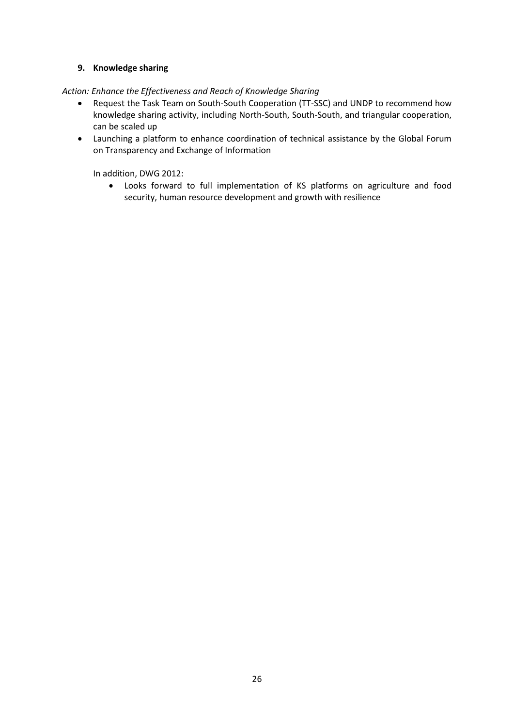**9. Knowledge sharing**

*Action: Enhance the Effectiveness and Reach of Knowledge Sharing*

- Request the Task Team on South-South Cooperation (TT-SSC) and UNDP to recommend how knowledge sharing activity, including North-South, South-South, and triangular cooperation, can be scaled up
- Launching a platform to enhance coordination of technical assistance by the Global Forum on Transparency and Exchange of Information

In addition, DWG 2012:

- Looks forward to full implementation of KS platforms on agriculture and food security, human resource development and growth with resilience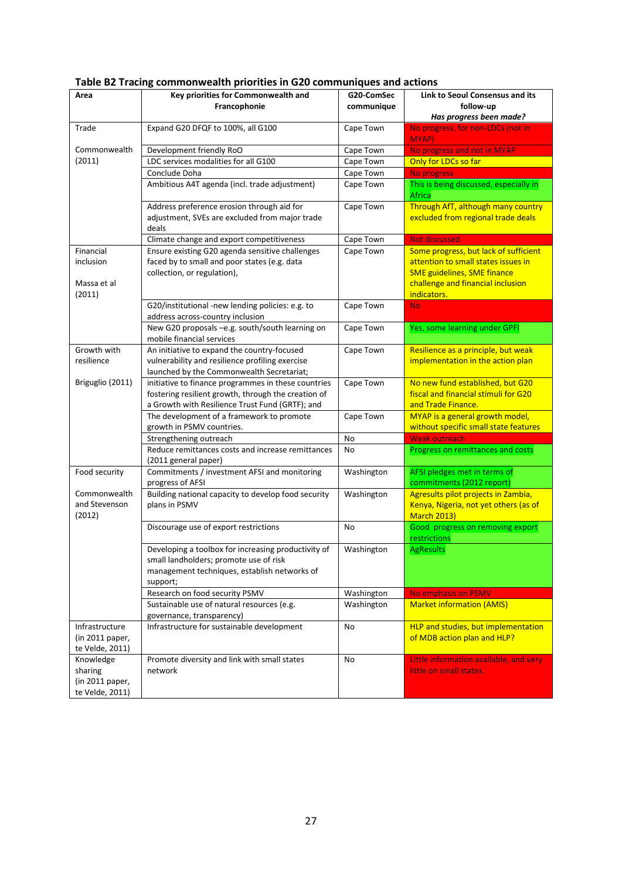## Table B2 Tracing commonwealth priorities in G20 communiques and actions

| Area | Key priorities for Commonwealth and Francophonie | G20-ComSec communique | Link to Seoul Consensus and its follow-up *Has progress been made?* |
|---|---|---|---|
| Trade<br><br>Commonwealth (2011) | Expand G20 DFQF to 100%, all G100 | Cape Town | No progress, for non-LDCs (not in MYAP) |
| | Development friendly RoO | Cape Town | No progress and not in MYAP |
| | LDC services modalities for all G100 | Cape Town | Only for LDCs so far |
| | Conclude Doha | Cape Town | No progress |
| | Ambitious A4T agenda (incl. trade adjustment) | Cape Town | This is being discussed, especially in Africa |
| | Address preference erosion through aid for adjustment, SVEs are excluded from major trade deals | Cape Town | Through AfT, although many country excluded from regional trade deals |
| | Climate change and export competitiveness | Cape Town | Not discussed |
| Financial inclusion<br><br>Massa et al (2011) | Ensure existing G20 agenda sensitive challenges faced by to small and poor states (e.g. data collection, or regulation), | Cape Town | Some progress, but lack of sufficient attention to small states issues in SME guidelines, SME finance challenge and financial inclusion indicators. |
| | G20/institutional -new lending policies: e.g. to address across-country inclusion | Cape Town | No |
| | New G20 proposals –e.g. south/south learning on mobile financial services | Cape Town | Yes, some learning under GPFI |
| Growth with resilience<br><br>Briguglio (2011) | An initiative to expand the country-focused vulnerability and resilience profiling exercise launched by the Commonwealth Secretariat; | Cape Town | Resilience as a principle, but weak implementation in the action plan |
| | initiative to finance programmes in these countries fostering resilient growth, through the creation of a Growth with Resilience Trust Fund (GRTF); and | Cape Town | No new fund established, but G20 fiscal and financial stimuli for G20 and Trade Finance. |
| | The development of a framework to promote growth in PSMV countries. | Cape Town | MYAP is a general growth model, without specific small state features |
| | Strengthening outreach | No | Weak outreach |
| | Reduce remittances costs and increase remittances (2011 general paper) | No | Progress on remittances and costs |
| Food security<br><br>Commonwealth and Stevenson (2012) | Commitments / investment AFSI and monitoring progress of AFSI | Washington | AFSI pledges met in terms of commitments (2012 report) |
| | Building national capacity to develop food security plans in PSMV | Washington | Agresults pilot projects in Zambia, Kenya, Nigeria, not yet others (as of March 2013) |
| | Discourage use of export restrictions | No | Good progress on removing export restrictions |
| | Developing a toolbox for increasing productivity of small landholders; promote use of risk management techniques, establish networks of support; | Washington | AgResults |
| | Research on food security PSMV | Washington | No emphasis on PSMV |
| | Sustainable use of natural resources (e.g. governance, transparency) | Washington | Market information (AMIS) |
| Infrastructure (in 2011 paper, te Velde, 2011) | Infrastructure for sustainable development | No | HLP and studies, but implementation of MDB action plan and HLP? |
| Knowledge sharing (in 2011 paper, te Velde, 2011) | Promote diversity and link with small states network | No | Little information available, and very little on small states. |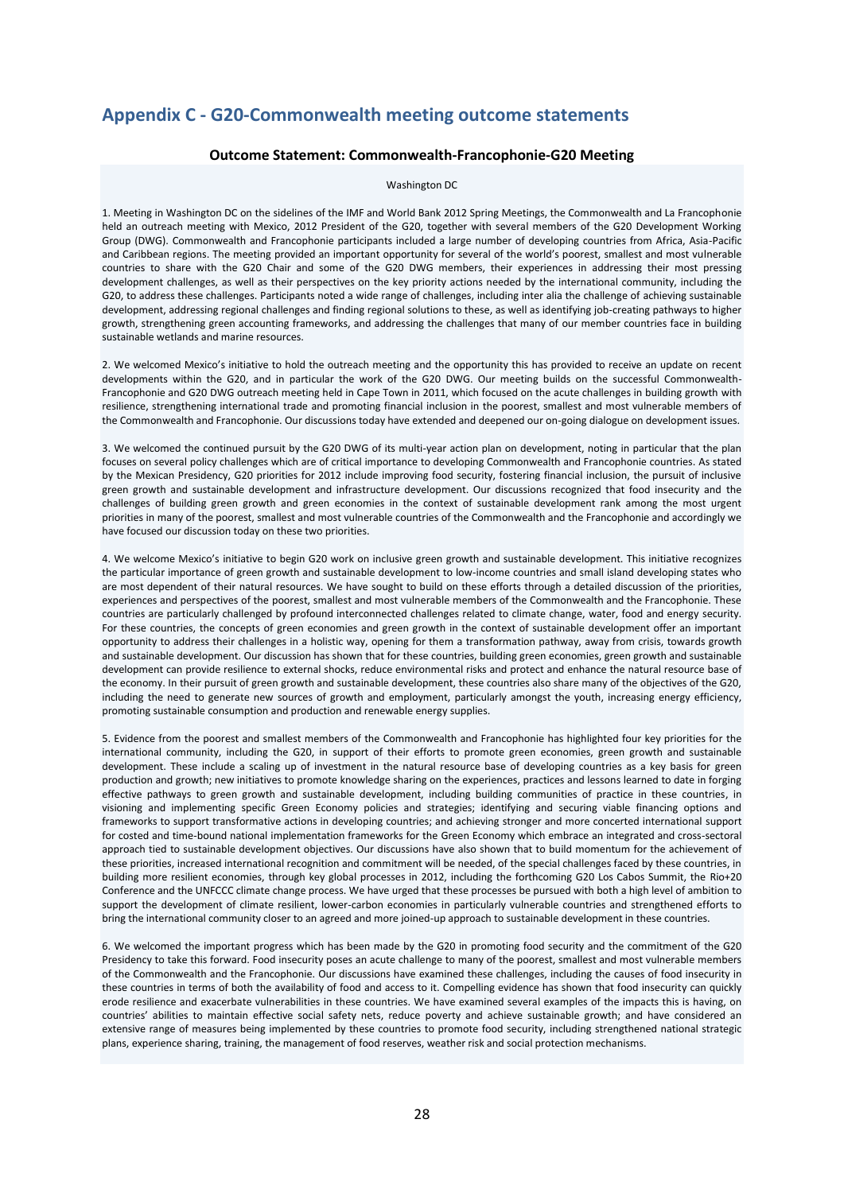## Appendix C - G20-Commonwealth meeting outcome statements

### Outcome Statement: Commonwealth-Francophonie-G20 Meeting

Washington DC

1. Meeting in Washington DC on the sidelines of the IMF and World Bank 2012 Spring Meetings, the Commonwealth and La Francophonie held an outreach meeting with Mexico, 2012 President of the G20, together with several members of the G20 Development Working Group (DWG). Commonwealth and Francophonie participants included a large number of developing countries from Africa, Asia-Pacific and Caribbean regions. The meeting provided an important opportunity for several of the world's poorest, smallest and most vulnerable countries to share with the G20 Chair and some of the G20 DWG members, their experiences in addressing their most pressing development challenges, as well as their perspectives on the key priority actions needed by the international community, including the G20, to address these challenges. Participants noted a wide range of challenges, including inter alia the challenge of achieving sustainable development, addressing regional challenges and finding regional solutions to these, as well as identifying job-creating pathways to higher growth, strengthening green accounting frameworks, and addressing the challenges that many of our member countries face in building sustainable wetlands and marine resources.

2. We welcomed Mexico's initiative to hold the outreach meeting and the opportunity this has provided to receive an update on recent developments within the G20, and in particular the work of the G20 DWG. Our meeting builds on the successful Commonwealth-Francophonie and G20 DWG outreach meeting held in Cape Town in 2011, which focused on the acute challenges in building growth with resilience, strengthening international trade and promoting financial inclusion in the poorest, smallest and most vulnerable members of the Commonwealth and Francophonie. Our discussions today have extended and deepened our on-going dialogue on development issues.

3. We welcomed the continued pursuit by the G20 DWG of its multi-year action plan on development, noting in particular that the plan focuses on several policy challenges which are of critical importance to developing Commonwealth and Francophonie countries. As stated by the Mexican Presidency, G20 priorities for 2012 include improving food security, fostering financial inclusion, the pursuit of inclusive green growth and sustainable development and infrastructure development. Our discussions recognized that food insecurity and the challenges of building green growth and green economies in the context of sustainable development rank among the most urgent priorities in many of the poorest, smallest and most vulnerable countries of the Commonwealth and the Francophonie and accordingly we have focused our discussion today on these two priorities.

4. We welcome Mexico's initiative to begin G20 work on inclusive green growth and sustainable development. This initiative recognizes the particular importance of green growth and sustainable development to low-income countries and small island developing states who are most dependent of their natural resources. We have sought to build on these efforts through a detailed discussion of the priorities, experiences and perspectives of the poorest, smallest and most vulnerable members of the Commonwealth and the Francophonie. These countries are particularly challenged by profound interconnected challenges related to climate change, water, food and energy security. For these countries, the concepts of green economies and green growth in the context of sustainable development offer an important opportunity to address their challenges in a holistic way, opening for them a transformation pathway, away from crisis, towards growth and sustainable development. Our discussion has shown that for these countries, building green economies, green growth and sustainable development can provide resilience to external shocks, reduce environmental risks and protect and enhance the natural resource base of the economy. In their pursuit of green growth and sustainable development, these countries also share many of the objectives of the G20, including the need to generate new sources of growth and employment, particularly amongst the youth, increasing energy efficiency, promoting sustainable consumption and production and renewable energy supplies.

5. Evidence from the poorest and smallest members of the Commonwealth and Francophonie has highlighted four key priorities for the international community, including the G20, in support of their efforts to promote green economies, green growth and sustainable development. These include a scaling up of investment in the natural resource base of developing countries as a key basis for green production and growth; new initiatives to promote knowledge sharing on the experiences, practices and lessons learned to date in forging effective pathways to green growth and sustainable development, including building communities of practice in these countries, in visioning and implementing specific Green Economy policies and strategies; identifying and securing viable financing options and frameworks to support transformative actions in developing countries; and achieving stronger and more concerted international support for costed and time-bound national implementation frameworks for the Green Economy which embrace an integrated and cross-sectoral approach tied to sustainable development objectives. Our discussions have also shown that to build momentum for the achievement of these priorities, increased international recognition and commitment will be needed, of the special challenges faced by these countries, in building more resilient economies, through key global processes in 2012, including the forthcoming G20 Los Cabos Summit, the Rio+20 Conference and the UNFCCC climate change process. We have urged that these processes be pursued with both a high level of ambition to support the development of climate resilient, lower-carbon economies in particularly vulnerable countries and strengthened efforts to bring the international community closer to an agreed and more joined-up approach to sustainable development in these countries.

6. We welcomed the important progress which has been made by the G20 in promoting food security and the commitment of the G20 Presidency to take this forward. Food insecurity poses an acute challenge to many of the poorest, smallest and most vulnerable members of the Commonwealth and the Francophonie. Our discussions have examined these challenges, including the causes of food insecurity in these countries in terms of both the availability of food and access to it. Compelling evidence has shown that food insecurity can quickly erode resilience and exacerbate vulnerabilities in these countries. We have examined several examples of the impacts this is having, on countries' abilities to maintain effective social safety nets, reduce poverty and achieve sustainable growth; and have considered an extensive range of measures being implemented by these countries to promote food security, including strengthened national strategic plans, experience sharing, training, the management of food reserves, weather risk and social protection mechanisms.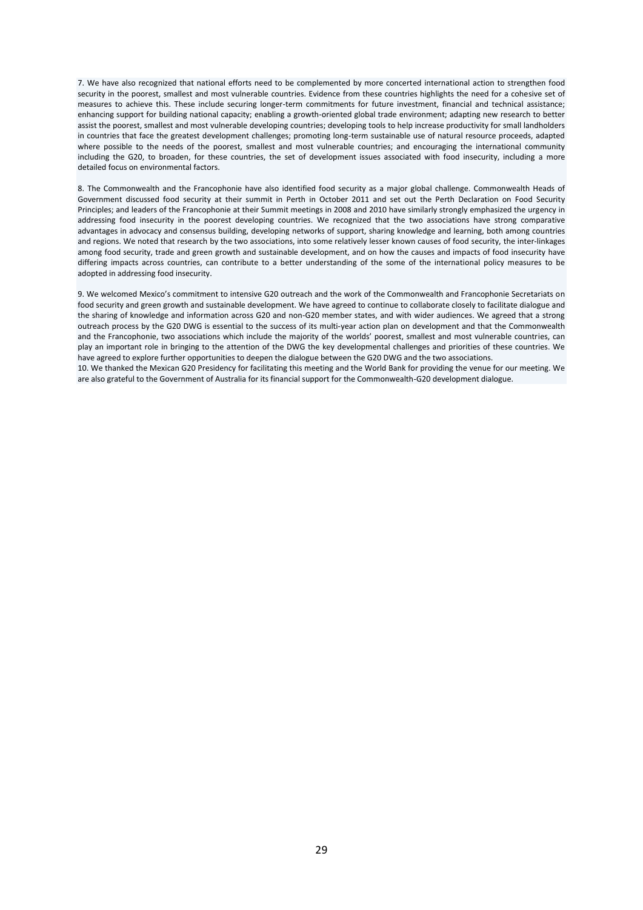7. We have also recognized that national efforts need to be complemented by more concerted international action to strengthen food security in the poorest, smallest and most vulnerable countries. Evidence from these countries highlights the need for a cohesive set of measures to achieve this. These include securing longer-term commitments for future investment, financial and technical assistance; enhancing support for building national capacity; enabling a growth-oriented global trade environment; adapting new research to better assist the poorest, smallest and most vulnerable developing countries; developing tools to help increase productivity for small landholders in countries that face the greatest development challenges; promoting long-term sustainable use of natural resource proceeds, adapted where possible to the needs of the poorest, smallest and most vulnerable countries; and encouraging the international community including the G20, to broaden, for these countries, the set of development issues associated with food insecurity, including a more detailed focus on environmental factors.

8. The Commonwealth and the Francophonie have also identified food security as a major global challenge. Commonwealth Heads of Government discussed food security at their summit in Perth in October 2011 and set out the Perth Declaration on Food Security Principles; and leaders of the Francophonie at their Summit meetings in 2008 and 2010 have similarly strongly emphasized the urgency in addressing food insecurity in the poorest developing countries. We recognized that the two associations have strong comparative advantages in advocacy and consensus building, developing networks of support, sharing knowledge and learning, both among countries and regions. We noted that research by the two associations, into some relatively lesser known causes of food security, the inter-linkages among food security, trade and green growth and sustainable development, and on how the causes and impacts of food insecurity have differing impacts across countries, can contribute to a better understanding of the some of the international policy measures to be adopted in addressing food insecurity.

9. We welcomed Mexico's commitment to intensive G20 outreach and the work of the Commonwealth and Francophonie Secretariats on food security and green growth and sustainable development. We have agreed to continue to collaborate closely to facilitate dialogue and the sharing of knowledge and information across G20 and non-G20 member states, and with wider audiences. We agreed that a strong outreach process by the G20 DWG is essential to the success of its multi-year action plan on development and that the Commonwealth and the Francophonie, two associations which include the majority of the worlds' poorest, smallest and most vulnerable countries, can play an important role in bringing to the attention of the DWG the key developmental challenges and priorities of these countries. We have agreed to explore further opportunities to deepen the dialogue between the G20 DWG and the two associations.

10. We thanked the Mexican G20 Presidency for facilitating this meeting and the World Bank for providing the venue for our meeting. We are also grateful to the Government of Australia for its financial support for the Commonwealth-G20 development dialogue.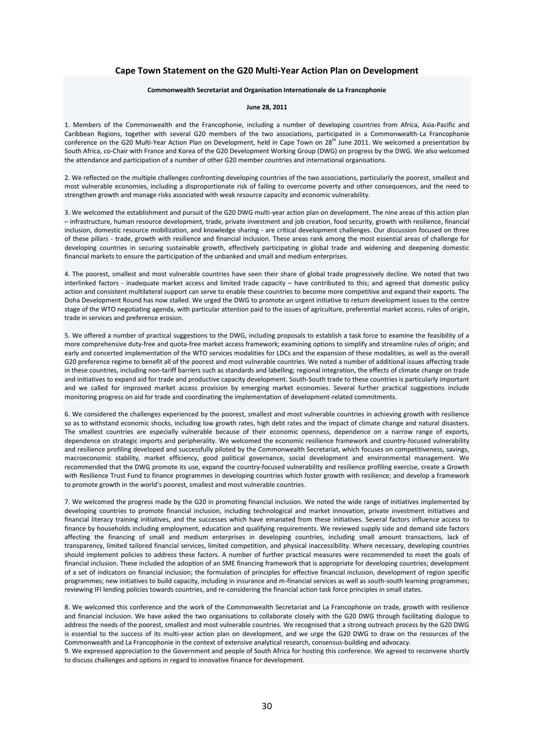## Cape Town Statement on the G20 Multi-Year Action Plan on Development

**Commonwealth Secretariat and Organisation Internationale de La Francophonie**

**June 28, 2011**

1. Members of the Commonwealth and the Francophonie, including a number of developing countries from Africa, Asia-Pacific and Caribbean Regions, together with several G20 members of the two associations, participated in a Commonwealth-La Francophonie conference on the G20 Multi-Year Action Plan on Development, held in Cape Town on 28th June 2011. We welcomed a presentation by South Africa, co-Chair with France and Korea of the G20 Development Working Group (DWG) on progress by the DWG. We also welcomed the attendance and participation of a number of other G20 member countries and international organisations.

2. We reflected on the multiple challenges confronting developing countries of the two associations, particularly the poorest, smallest and most vulnerable economies, including a disproportionate risk of failing to overcome poverty and other consequences, and the need to strengthen growth and manage risks associated with weak resource capacity and economic vulnerability.

3. We welcomed the establishment and pursuit of the G20 DWG multi-year action plan on development. The nine areas of this action plan – infrastructure, human resource development, trade, private investment and job creation, food security, growth with resilience, financial inclusion, domestic resource mobilization, and knowledge sharing - are critical development challenges. Our discussion focused on three of these pillars - trade, growth with resilience and financial inclusion. These areas rank among the most essential areas of challenge for developing countries in securing sustainable growth, effectively participating in global trade and widening and deepening domestic financial markets to ensure the participation of the unbanked and small and medium enterprises.

4. The poorest, smallest and most vulnerable countries have seen their share of global trade progressively decline. We noted that two interlinked factors - inadequate market access and limited trade capacity – have contributed to this; and agreed that domestic policy action and consistent multilateral support can serve to enable these countries to become more competitive and expand their exports. The Doha Development Round has now stalled. We urged the DWG to promote an urgent initiative to return development issues to the centre stage of the WTO negotiating agenda, with particular attention paid to the issues of agriculture, preferential market access, rules of origin, trade in services and preference erosion.

5. We offered a number of practical suggestions to the DWG, including proposals to establish a task force to examine the feasibility of a more comprehensive duty-free and quota-free market access framework; examining options to simplify and streamline rules of origin; and early and concerted implementation of the WTO services modalities for LDCs and the expansion of these modalities, as well as the overall G20 preference regime to benefit all of the poorest and most vulnerable countries. We noted a number of additional issues affecting trade in these countries, including non-tariff barriers such as standards and labelling; regional integration, the effects of climate change on trade and initiatives to expand aid for trade and productive capacity development. South-South trade to these countries is particularly important and we called for improved market access provision by emerging market economies. Several further practical suggestions include monitoring progress on aid for trade and coordinating the implementation of development-related commitments.

6. We considered the challenges experienced by the poorest, smallest and most vulnerable countries in achieving growth with resilience so as to withstand economic shocks, including low growth rates, high debt rates and the impact of climate change and natural disasters. The smallest countries are especially vulnerable because of their economic openness, dependence on a narrow range of exports, dependence on strategic imports and peripherality. We welcomed the economic resilience framework and country-focused vulnerability and resilience profiling developed and successfully piloted by the Commonwealth Secretariat, which focuses on competitiveness, savings, macroeconomic stability, market efficiency, good political governance, social development and environmental management. We recommended that the DWG promote its use, expand the country-focused vulnerability and resilience profiling exercise, create a Growth with Resilience Trust Fund to finance programmes in developing countries which foster growth with resilience; and develop a framework to promote growth in the world's poorest, smallest and most vulnerable countries.

7. We welcomed the progress made by the G20 in promoting financial inclusion. We noted the wide range of initiatives implemented by developing countries to promote financial inclusion, including technological and market innovation, private investment initiatives and financial literacy training initiatives, and the successes which have emanated from these initiatives. Several factors influence access to finance by households including employment, education and qualifying requirements. We reviewed supply side and demand side factors affecting the financing of small and medium enterprises in developing countries, including small amount transactions, lack of transparency, limited tailored financial services, limited competition, and physical inaccessibility. Where necessary, developing countries should implement policies to address these factors. A number of further practical measures were recommended to meet the goals of financial inclusion. These included the adoption of an SME financing framework that is appropriate for developing countries; development of a set of indicators on financial inclusion; the formulation of principles for effective financial inclusion, development of region specific programmes; new initiatives to build capacity, including in insurance and m-financial services as well as south-south learning programmes; reviewing IFI lending policies towards countries, and re-considering the financial action task force principles in small states.

8. We welcomed this conference and the work of the Commonwealth Secretariat and La Francophonie on trade, growth with resilience and financial inclusion. We have asked the two organisations to collaborate closely with the G20 DWG through facilitating dialogue to address the needs of the poorest, smallest and most vulnerable countries. We recognised that a strong outreach process by the G20 DWG is essential to the success of its multi-year action plan on development, and we urge the G20 DWG to draw on the resources of the Commonwealth and La Francophonie in the context of extensive analytical research, consensus-building and advocacy.

9. We expressed appreciation to the Government and people of South Africa for hosting this conference. We agreed to reconvene shortly to discuss challenges and options in regard to innovative finance for development.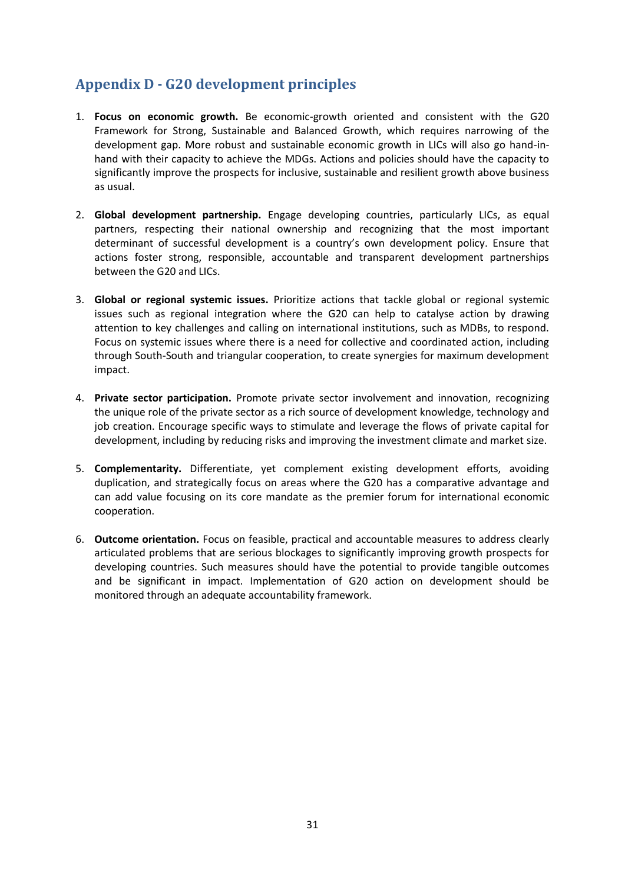## Appendix D - G20 development principles

1. **Focus on economic growth.** Be economic-growth oriented and consistent with the G20 Framework for Strong, Sustainable and Balanced Growth, which requires narrowing of the development gap. More robust and sustainable economic growth in LICs will also go hand-in-hand with their capacity to achieve the MDGs. Actions and policies should have the capacity to significantly improve the prospects for inclusive, sustainable and resilient growth above business as usual.

2. **Global development partnership.** Engage developing countries, particularly LICs, as equal partners, respecting their national ownership and recognizing that the most important determinant of successful development is a country's own development policy. Ensure that actions foster strong, responsible, accountable and transparent development partnerships between the G20 and LICs.

3. **Global or regional systemic issues.** Prioritize actions that tackle global or regional systemic issues such as regional integration where the G20 can help to catalyse action by drawing attention to key challenges and calling on international institutions, such as MDBs, to respond. Focus on systemic issues where there is a need for collective and coordinated action, including through South-South and triangular cooperation, to create synergies for maximum development impact.

4. **Private sector participation.** Promote private sector involvement and innovation, recognizing the unique role of the private sector as a rich source of development knowledge, technology and job creation. Encourage specific ways to stimulate and leverage the flows of private capital for development, including by reducing risks and improving the investment climate and market size.

5. **Complementarity.** Differentiate, yet complement existing development efforts, avoiding duplication, and strategically focus on areas where the G20 has a comparative advantage and can add value focusing on its core mandate as the premier forum for international economic cooperation.

6. **Outcome orientation.** Focus on feasible, practical and accountable measures to address clearly articulated problems that are serious blockages to significantly improving growth prospects for developing countries. Such measures should have the potential to provide tangible outcomes and be significant in impact. Implementation of G20 action on development should be monitored through an adequate accountability framework.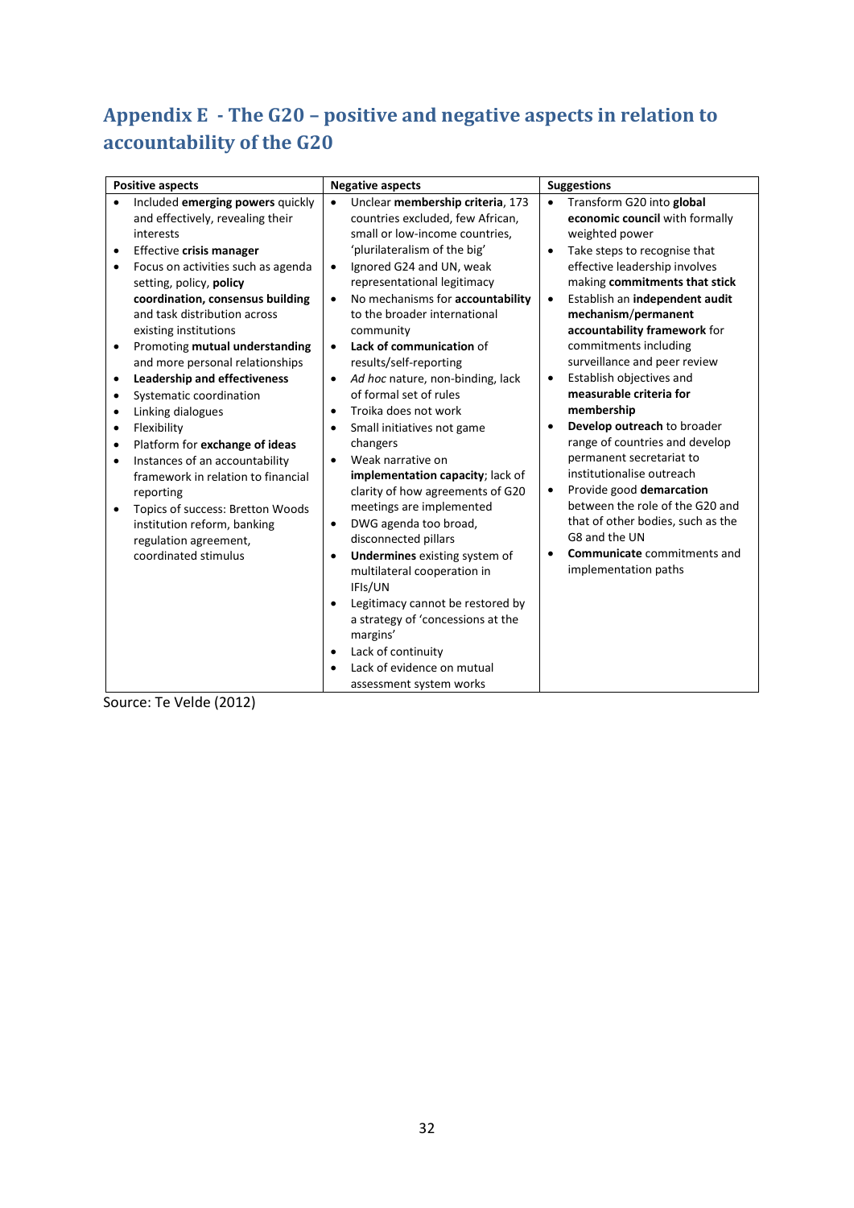## Appendix E - The G20 – positive and negative aspects in relation to accountability of the G20

| Positive aspects | Negative aspects | Suggestions |
|---|---|---|
| • Included **emerging powers** quickly and effectively, revealing their interests<br>• Effective **crisis manager**<br>• Focus on activities such as agenda setting, policy, **policy coordination, consensus building** and task distribution across existing institutions<br>• Promoting **mutual understanding** and more personal relationships<br>• **Leadership and effectiveness**<br>• Systematic coordination<br>• Linking dialogues<br>• Flexibility<br>• Platform for **exchange of ideas**<br>• Instances of an accountability framework in relation to financial reporting<br>• Topics of success: Bretton Woods institution reform, banking regulation agreement, coordinated stimulus | • Unclear **membership criteria**, 173 countries excluded, few African, small or low-income countries, 'plurilateralism of the big'<br>• Ignored G24 and UN, weak representational legitimacy<br>• No mechanisms for **accountability** to the broader international community<br>• **Lack of communication** of results/self-reporting<br>• *Ad hoc* nature, non-binding, lack of formal set of rules<br>• Troika does not work<br>• Small initiatives not game changers<br>• Weak narrative on **implementation capacity**; lack of clarity of how agreements of G20 meetings are implemented<br>• DWG agenda too broad, disconnected pillars<br>• **Undermines** existing system of multilateral cooperation in IFIs/UN<br>• Legitimacy cannot be restored by a strategy of 'concessions at the margins'<br>• Lack of continuity<br>• Lack of evidence on mutual assessment system works | • Transform G20 into **global economic council** with formally weighted power<br>• Take steps to recognise that effective leadership involves making **commitments that stick**<br>• Establish an **independent audit mechanism**/**permanent accountability framework** for commitments including surveillance and peer review<br>• Establish objectives and **measurable criteria for membership**<br>• **Develop outreach** to broader range of countries and develop permanent secretariat to institutionalise outreach<br>• Provide good **demarcation** between the role of the G20 and that of other bodies, such as the G8 and the UN<br>• **Communicate** commitments and implementation paths |

Source: Te Velde (2012)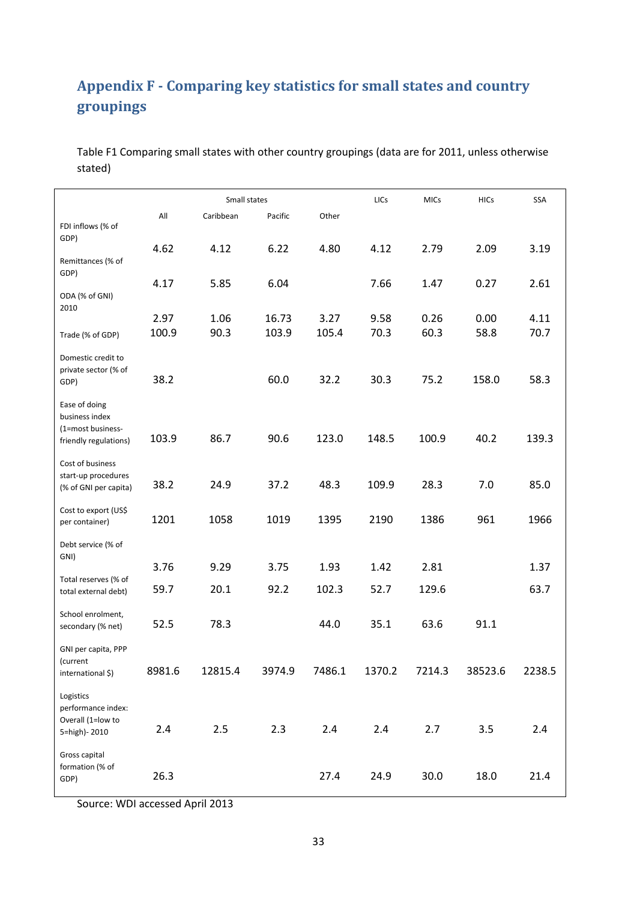## Appendix F - Comparing key statistics for small states and country groupings

Table F1 Comparing small states with other country groupings (data are for 2011, unless otherwise stated)

| | Small states | | | | LICs | MICs | HICs | SSA |
|---|---|---|---|---|---|---|---|---|
| | All | Caribbean | Pacific | Other | | | | |
| FDI inflows (% of GDP) | 4.62 | 4.12 | 6.22 | 4.80 | 4.12 | 2.79 | 2.09 | 3.19 |
| Remittances (% of GDP) | 4.17 | 5.85 | 6.04 | | 7.66 | 1.47 | 0.27 | 2.61 |
| ODA (% of GNI) 2010 | 2.97 | 1.06 | 16.73 | 3.27 | 9.58 | 0.26 | 0.00 | 4.11 |
| Trade (% of GDP) | 100.9 | 90.3 | 103.9 | 105.4 | 70.3 | 60.3 | 58.8 | 70.7 |
| Domestic credit to private sector (% of GDP) | 38.2 | | 60.0 | 32.2 | 30.3 | 75.2 | 158.0 | 58.3 |
| Ease of doing business index (1=most business-friendly regulations) | 103.9 | 86.7 | 90.6 | 123.0 | 148.5 | 100.9 | 40.2 | 139.3 |
| Cost of business start-up procedures (% of GNI per capita) | 38.2 | 24.9 | 37.2 | 48.3 | 109.9 | 28.3 | 7.0 | 85.0 |
| Cost to export (US$ per container) | 1201 | 1058 | 1019 | 1395 | 2190 | 1386 | 961 | 1966 |
| Debt service (% of GNI) | 3.76 | 9.29 | 3.75 | 1.93 | 1.42 | 2.81 | | 1.37 |
| Total reserves (% of total external debt) | 59.7 | 20.1 | 92.2 | 102.3 | 52.7 | 129.6 | | 63.7 |
| School enrolment, secondary (% net) | 52.5 | 78.3 | | 44.0 | 35.1 | 63.6 | 91.1 | |
| GNI per capita, PPP (current international $) | 8981.6 | 12815.4 | 3974.9 | 7486.1 | 1370.2 | 7214.3 | 38523.6 | 2238.5 |
| Logistics performance index: Overall (1=low to 5=high)- 2010 | 2.4 | 2.5 | 2.3 | 2.4 | 2.4 | 2.7 | 3.5 | 2.4 |
| Gross capital formation (% of GDP) | 26.3 | | | 27.4 | 24.9 | 30.0 | 18.0 | 21.4 |

Source: WDI accessed April 2013